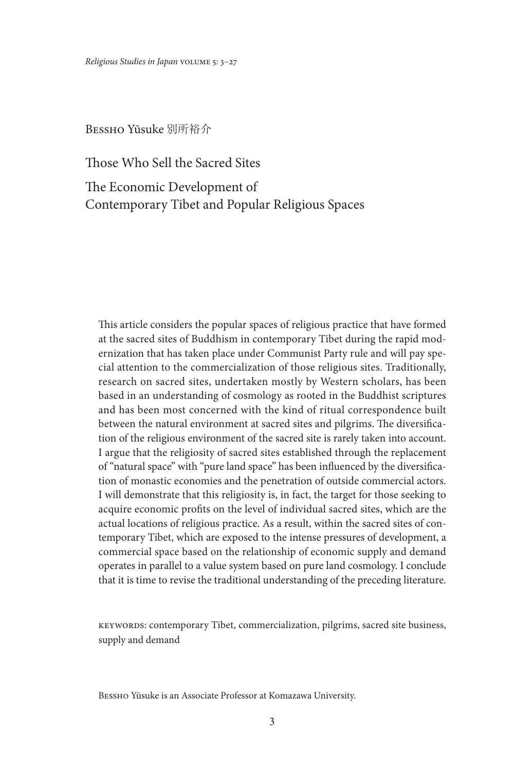Bessho Yūsuke 別所裕介

# Those Who Sell the Sacred Sites

## The Economic Development of Contemporary Tibet and Popular Religious Spaces

This article considers the popular spaces of religious practice that have formed at the sacred sites of Buddhism in contemporary Tibet during the rapid modernization that has taken place under Communist Party rule and will pay special attention to the commercialization of those religious sites. Traditionally, research on sacred sites, undertaken mostly by Western scholars, has been based in an understanding of cosmology as rooted in the Buddhist scriptures and has been most concerned with the kind of ritual correspondence built between the natural environment at sacred sites and pilgrims. The diversification of the religious environment of the sacred site is rarely taken into account. I argue that the religiosity of sacred sites established through the replacement of "natural space" with "pure land space" has been influenced by the diversification of monastic economies and the penetration of outside commercial actors. I will demonstrate that this religiosity is, in fact, the target for those seeking to acquire economic profits on the level of individual sacred sites, which are the actual locations of religious practice. As a result, within the sacred sites of contemporary Tibet, which are exposed to the intense pressures of development, a commercial space based on the relationship of economic supply and demand operates in parallel to a value system based on pure land cosmology. I conclude that it is time to revise the traditional understanding of the preceding literature.

keywords: contemporary Tibet, commercialization, pilgrims, sacred site business, supply and demand

Bessho Yūsuke is an Associate Professor at Komazawa University.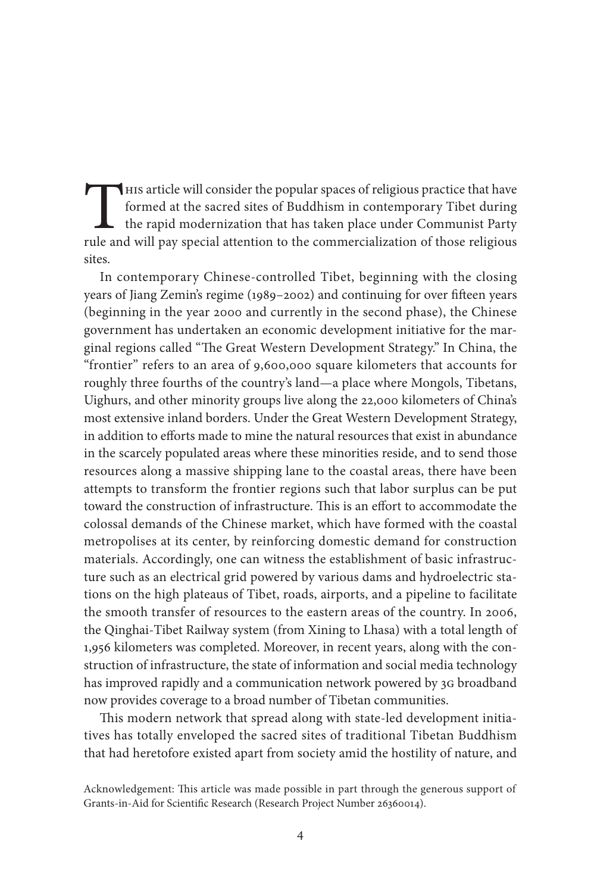This article will consider the popular spaces of religious practice that have formed at the sacred sites of Buddhism in contemporary Tibet during the rapid modernization that has taken place under Communist Party rule and will pay special attention to the commercialization of those religious sites.

In contemporary Chinese-controlled Tibet, beginning with the closing years of Jiang Zemin's regime (1989–2002) and continuing for over fifteen years (beginning in the year 2000 and currently in the second phase), the Chinese government has undertaken an economic development initiative for the marginal regions called "The Great Western Development Strategy." In China, the "frontier" refers to an area of 9,600,000 square kilometers that accounts for roughly three fourths of the country's land—a place where Mongols, Tibetans, Uighurs, and other minority groups live along the 22,000 kilometers of China's most extensive inland borders. Under the Great Western Development Strategy, in addition to efforts made to mine the natural resources that exist in abundance in the scarcely populated areas where these minorities reside, and to send those resources along a massive shipping lane to the coastal areas, there have been attempts to transform the frontier regions such that labor surplus can be put toward the construction of infrastructure. This is an effort to accommodate the colossal demands of the Chinese market, which have formed with the coastal metropolises at its center, by reinforcing domestic demand for construction materials. Accordingly, one can witness the establishment of basic infrastructure such as an electrical grid powered by various dams and hydroelectric stations on the high plateaus of Tibet, roads, airports, and a pipeline to facilitate the smooth transfer of resources to the eastern areas of the country. In 2006, the Qinghai-Tibet Railway system (from Xining to Lhasa) with a total length of 1,956 kilometers was completed. Moreover, in recent years, along with the construction of infrastructure, the state of information and social media technology has improved rapidly and a communication network powered by 3G broadband now provides coverage to a broad number of Tibetan communities.

This modern network that spread along with state-led development initiatives has totally enveloped the sacred sites of traditional Tibetan Buddhism that had heretofore existed apart from society amid the hostility of nature, and

Acknowledgement: This article was made possible in part through the generous support of Grants-in-Aid for Scientific Research (Research Project Number 26360014).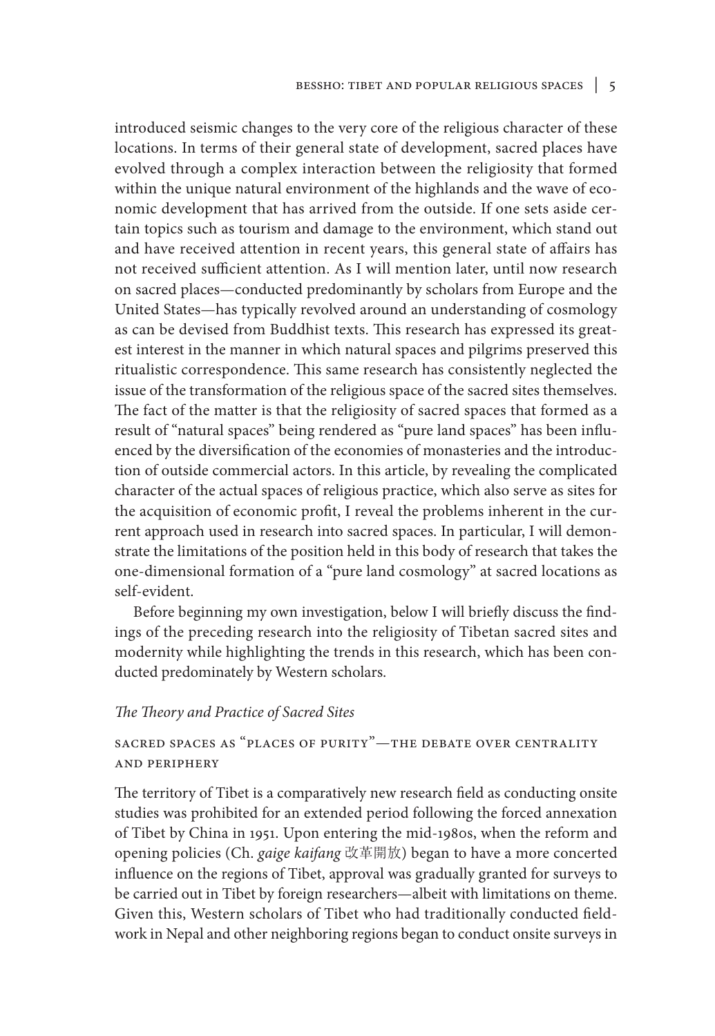introduced seismic changes to the very core of the religious character of these locations. In terms of their general state of development, sacred places have evolved through a complex interaction between the religiosity that formed within the unique natural environment of the highlands and the wave of economic development that has arrived from the outside. If one sets aside certain topics such as tourism and damage to the environment, which stand out and have received attention in recent years, this general state of affairs has not received sufficient attention. As I will mention later, until now research on sacred places—conducted predominantly by scholars from Europe and the United States—has typically revolved around an understanding of cosmology as can be devised from Buddhist texts. This research has expressed its greatest interest in the manner in which natural spaces and pilgrims preserved this ritualistic correspondence. This same research has consistently neglected the issue of the transformation of the religious space of the sacred sites themselves. The fact of the matter is that the religiosity of sacred spaces that formed as a result of "natural spaces" being rendered as "pure land spaces" has been influenced by the diversification of the economies of monasteries and the introduction of outside commercial actors. In this article, by revealing the complicated character of the actual spaces of religious practice, which also serve as sites for the acquisition of economic profit, I reveal the problems inherent in the current approach used in research into sacred spaces. In particular, I will demonstrate the limitations of the position held in this body of research that takes the one-dimensional formation of a "pure land cosmology" at sacred locations as self-evident.

Before beginning my own investigation, below I will briefly discuss the findings of the preceding research into the religiosity of Tibetan sacred sites and modernity while highlighting the trends in this research, which has been conducted predominately by Western scholars.

## *The Theory and Practice of Sacred Sites*

### Sacred Spaces as "Places of Purity"—The Debate over Centrality and Periphery

The territory of Tibet is a comparatively new research field as conducting onsite studies was prohibited for an extended period following the forced annexation of Tibet by China in 1951. Upon entering the mid-1980s, when the reform and opening policies (Ch. *gaige kaifang* 改革開放) began to have a more concerted influence on the regions of Tibet, approval was gradually granted for surveys to be carried out in Tibet by foreign researchers—albeit with limitations on theme. Given this, Western scholars of Tibet who had traditionally conducted fieldwork in Nepal and other neighboring regions began to conduct onsite surveys in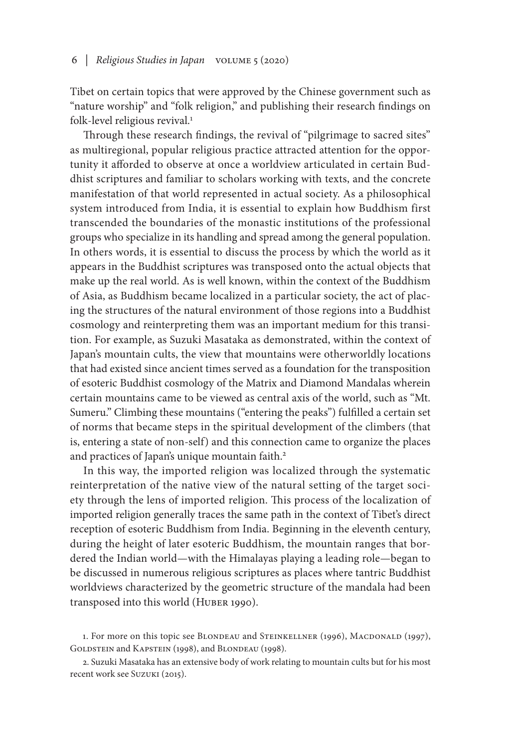Tibet on certain topics that were approved by the Chinese government such as "nature worship" and "folk religion," and publishing their research findings on folk-level religious revival.[1]

Through these research findings, the revival of "pilgrimage to sacred sites" as multiregional, popular religious practice attracted attention for the opportunity it afforded to observe at once a worldview articulated in certain Buddhist scriptures and familiar to scholars working with texts, and the concrete manifestation of that world represented in actual society. As a philosophical system introduced from India, it is essential to explain how Buddhism first transcended the boundaries of the monastic institutions of the professional groups who specialize in its handling and spread among the general population. In others words, it is essential to discuss the process by which the world as it appears in the Buddhist scriptures was transposed onto the actual objects that make up the real world. As is well known, within the context of the Buddhism of Asia, as Buddhism became localized in a particular society, the act of placing the structures of the natural environment of those regions into a Buddhist cosmology and reinterpreting them was an important medium for this transition. For example, as Suzuki Masataka as demonstrated, within the context of Japan's mountain cults, the view that mountains were otherworldly locations that had existed since ancient times served as a foundation for the transposition of esoteric Buddhist cosmology of the Matrix and Diamond Mandalas wherein certain mountains came to be viewed as central axis of the world, such as "Mt. Sumeru." Climbing these mountains ("entering the peaks") fulfilled a certain set of norms that became steps in the spiritual development of the climbers (that is, entering a state of non-self) and this connection came to organize the places and practices of Japan's unique mountain faith.[2]

In this way, the imported religion was localized through the systematic reinterpretation of the native view of the natural setting of the target society through the lens of imported religion. This process of the localization of imported religion generally traces the same path in the context of Tibet's direct reception of esoteric Buddhism from India. Beginning in the eleventh century, during the height of later esoteric Buddhism, the mountain ranges that bordered the Indian world—with the Himalayas playing a leading role—began to be discussed in numerous religious scriptures as places where tantric Buddhist worldviews characterized by the geometric structure of the mandala had been transposed into this world (Huber 1990).

1. For more on this topic see Blondeau and Steinkellner (1996), Macdonald (1997), Goldstein and Kapstein (1998), and Blondeau (1998).

2. Suzuki Masataka has an extensive body of work relating to mountain cults but for his most recent work see Suzuki (2015).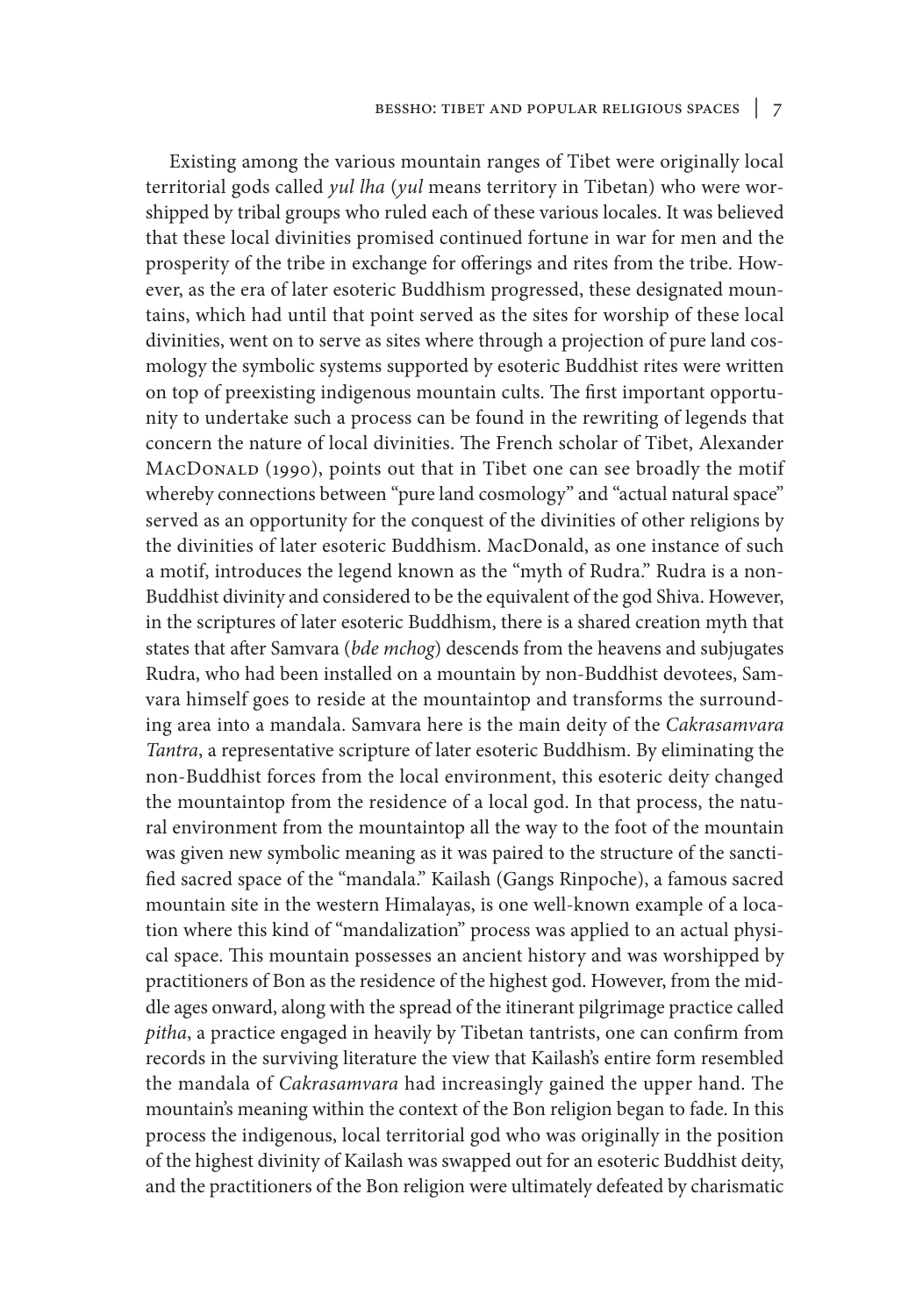Existing among the various mountain ranges of Tibet were originally local territorial gods called *yul lha* (*yul* means territory in Tibetan) who were worshipped by tribal groups who ruled each of these various locales. It was believed that these local divinities promised continued fortune in war for men and the prosperity of the tribe in exchange for offerings and rites from the tribe. However, as the era of later esoteric Buddhism progressed, these designated mountains, which had until that point served as the sites for worship of these local divinities, went on to serve as sites where through a projection of pure land cosmology the symbolic systems supported by esoteric Buddhist rites were written on top of preexisting indigenous mountain cults. The first important opportunity to undertake such a process can be found in the rewriting of legends that concern the nature of local divinities. The French scholar of Tibet, Alexander MacDonald (1990), points out that in Tibet one can see broadly the motif whereby connections between "pure land cosmology" and "actual natural space" served as an opportunity for the conquest of the divinities of other religions by the divinities of later esoteric Buddhism. MacDonald, as one instance of such a motif, introduces the legend known as the "myth of Rudra." Rudra is a non-Buddhist divinity and considered to be the equivalent of the god Shiva. However, in the scriptures of later esoteric Buddhism, there is a shared creation myth that states that after Samvara (*bde mchog*) descends from the heavens and subjugates Rudra, who had been installed on a mountain by non-Buddhist devotees, Samvara himself goes to reside at the mountaintop and transforms the surrounding area into a mandala. Samvara here is the main deity of the *Cakrasamvara Tantra*, a representative scripture of later esoteric Buddhism. By eliminating the non-Buddhist forces from the local environment, this esoteric deity changed the mountaintop from the residence of a local god. In that process, the natural environment from the mountaintop all the way to the foot of the mountain was given new symbolic meaning as it was paired to the structure of the sanctified sacred space of the "mandala." Kailash (Gangs Rinpoche), a famous sacred mountain site in the western Himalayas, is one well-known example of a location where this kind of "mandalization" process was applied to an actual physical space. This mountain possesses an ancient history and was worshipped by practitioners of Bon as the residence of the highest god. However, from the middle ages onward, along with the spread of the itinerant pilgrimage practice called *pitha*, a practice engaged in heavily by Tibetan tantrists, one can confirm from records in the surviving literature the view that Kailash's entire form resembled the mandala of *Cakrasamvara* had increasingly gained the upper hand. The mountain's meaning within the context of the Bon religion began to fade. In this process the indigenous, local territorial god who was originally in the position of the highest divinity of Kailash was swapped out for an esoteric Buddhist deity, and the practitioners of the Bon religion were ultimately defeated by charismatic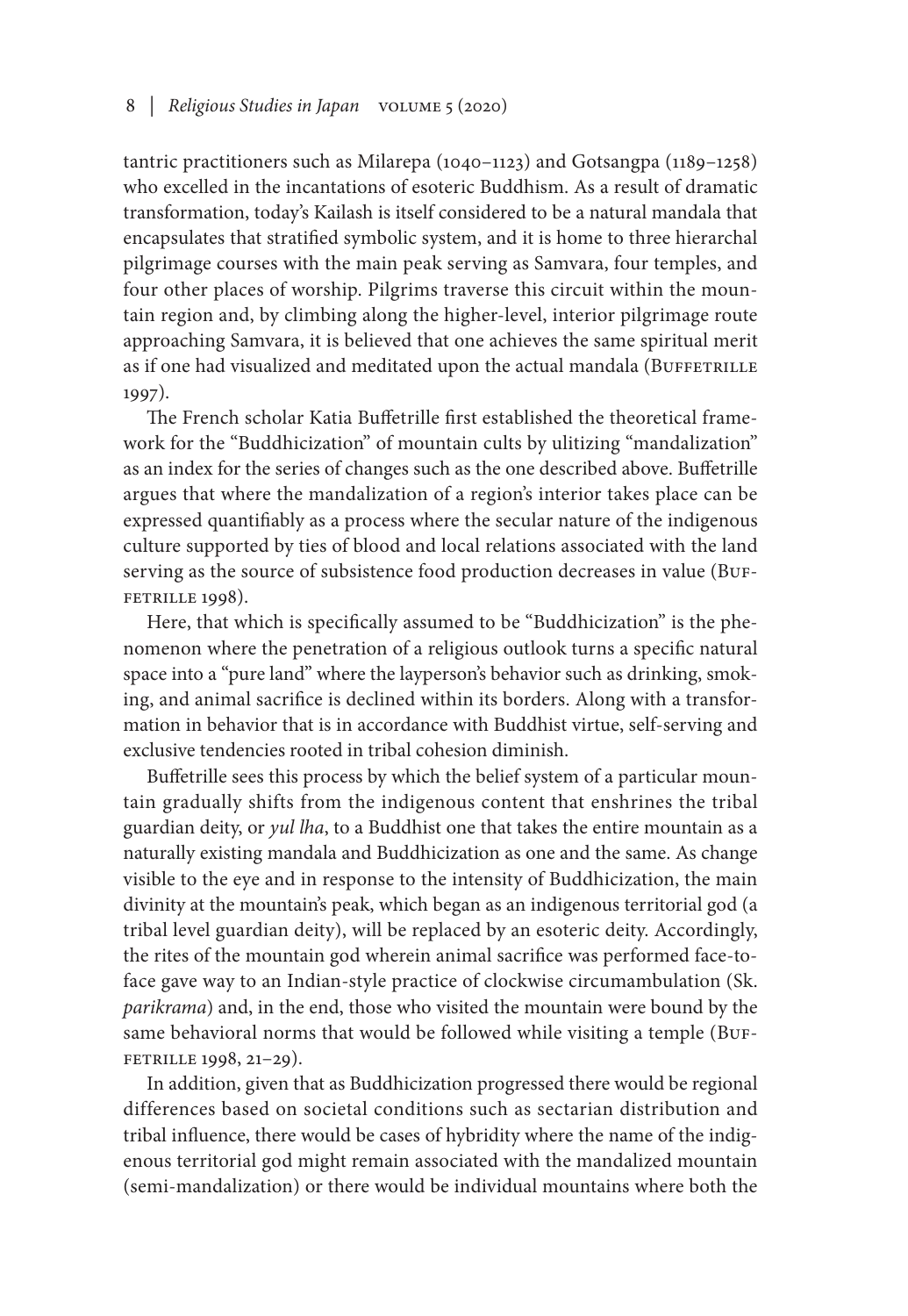tantric practitioners such as Milarepa (1040–1123) and Gotsangpa (1189–1258) who excelled in the incantations of esoteric Buddhism. As a result of dramatic transformation, today's Kailash is itself considered to be a natural mandala that encapsulates that stratified symbolic system, and it is home to three hierarchal pilgrimage courses with the main peak serving as Samvara, four temples, and four other places of worship. Pilgrims traverse this circuit within the mountain region and, by climbing along the higher-level, interior pilgrimage route approaching Samvara, it is believed that one achieves the same spiritual merit as if one had visualized and meditated upon the actual mandala (Buffetrille 1997).

The French scholar Katia Buffetrille first established the theoretical framework for the "Buddhicization" of mountain cults by ulitizing "mandalization" as an index for the series of changes such as the one described above. Buffetrille argues that where the mandalization of a region's interior takes place can be expressed quantifiably as a process where the secular nature of the indigenous culture supported by ties of blood and local relations associated with the land serving as the source of subsistence food production decreases in value (Buffetrille 1998).

Here, that which is specifically assumed to be "Buddhicization" is the phenomenon where the penetration of a religious outlook turns a specific natural space into a "pure land" where the layperson's behavior such as drinking, smoking, and animal sacrifice is declined within its borders. Along with a transformation in behavior that is in accordance with Buddhist virtue, self-serving and exclusive tendencies rooted in tribal cohesion diminish.

Buffetrille sees this process by which the belief system of a particular mountain gradually shifts from the indigenous content that enshrines the tribal guardian deity, or *yul lha*, to a Buddhist one that takes the entire mountain as a naturally existing mandala and Buddhicization as one and the same. As change visible to the eye and in response to the intensity of Buddhicization, the main divinity at the mountain's peak, which began as an indigenous territorial god (a tribal level guardian deity), will be replaced by an esoteric deity. Accordingly, the rites of the mountain god wherein animal sacrifice was performed face-to-face gave way to an Indian-style practice of clockwise circumambulation (Sk. *parikrama*) and, in the end, those who visited the mountain were bound by the same behavioral norms that would be followed while visiting a temple (Buffetrille 1998, 21–29).

In addition, given that as Buddhicization progressed there would be regional differences based on societal conditions such as sectarian distribution and tribal influence, there would be cases of hybridity where the name of the indigenous territorial god might remain associated with the mandalized mountain (semi-mandalization) or there would be individual mountains where both the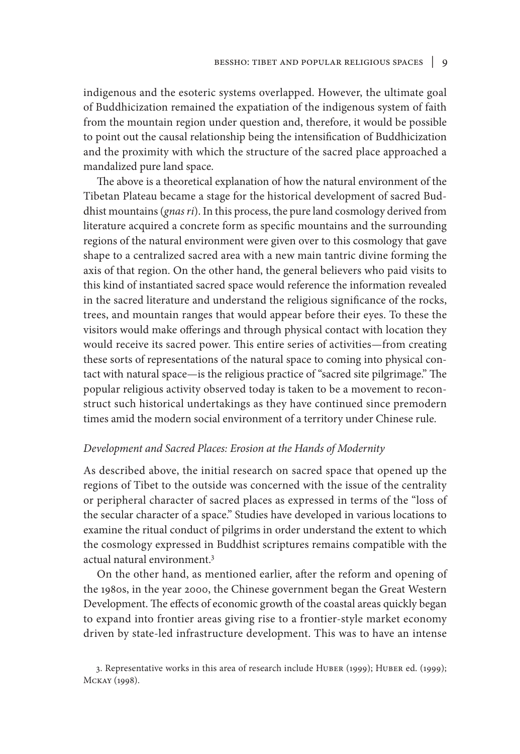indigenous and the esoteric systems overlapped. However, the ultimate goal of Buddhicization remained the expatiation of the indigenous system of faith from the mountain region under question and, therefore, it would be possible to point out the causal relationship being the intensification of Buddhicization and the proximity with which the structure of the sacred place approached a mandalized pure land space.

The above is a theoretical explanation of how the natural environment of the Tibetan Plateau became a stage for the historical development of sacred Buddhist mountains (*gnas ri*). In this process, the pure land cosmology derived from literature acquired a concrete form as specific mountains and the surrounding regions of the natural environment were given over to this cosmology that gave shape to a centralized sacred area with a new main tantric divine forming the axis of that region. On the other hand, the general believers who paid visits to this kind of instantiated sacred space would reference the information revealed in the sacred literature and understand the religious significance of the rocks, trees, and mountain ranges that would appear before their eyes. To these the visitors would make offerings and through physical contact with location they would receive its sacred power. This entire series of activities—from creating these sorts of representations of the natural space to coming into physical contact with natural space—is the religious practice of "sacred site pilgrimage." The popular religious activity observed today is taken to be a movement to reconstruct such historical undertakings as they have continued since premodern times amid the modern social environment of a territory under Chinese rule.

### *Development and Sacred Places: Erosion at the Hands of Modernity*

As described above, the initial research on sacred space that opened up the regions of Tibet to the outside was concerned with the issue of the centrality or peripheral character of sacred places as expressed in terms of the "loss of the secular character of a space." Studies have developed in various locations to examine the ritual conduct of pilgrims in order understand the extent to which the cosmology expressed in Buddhist scriptures remains compatible with the actual natural environment.[3]

On the other hand, as mentioned earlier, after the reform and opening of the 1980s, in the year 2000, the Chinese government began the Great Western Development. The effects of economic growth of the coastal areas quickly began to expand into frontier areas giving rise to a frontier-style market economy driven by state-led infrastructure development. This was to have an intense

3. Representative works in this area of research include Huber (1999); Huber ed. (1999); Mckay (1998).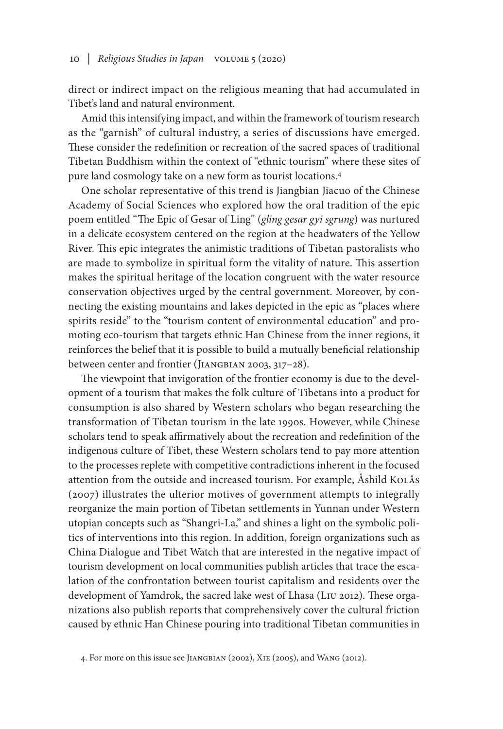direct or indirect impact on the religious meaning that had accumulated in Tibet's land and natural environment.

Amid this intensifying impact, and within the framework of tourism research as the "garnish" of cultural industry, a series of discussions have emerged. These consider the redefinition or recreation of the sacred spaces of traditional Tibetan Buddhism within the context of "ethnic tourism" where these sites of pure land cosmology take on a new form as tourist locations.[4]

One scholar representative of this trend is Jiangbian Jiacuo of the Chinese Academy of Social Sciences who explored how the oral tradition of the epic poem entitled "The Epic of Gesar of Ling" (*gling gesar gyi sgrung*) was nurtured in a delicate ecosystem centered on the region at the headwaters of the Yellow River. This epic integrates the animistic traditions of Tibetan pastoralists who are made to symbolize in spiritual form the vitality of nature. This assertion makes the spiritual heritage of the location congruent with the water resource conservation objectives urged by the central government. Moreover, by connecting the existing mountains and lakes depicted in the epic as "places where spirits reside" to the "tourism content of environmental education" and promoting eco-tourism that targets ethnic Han Chinese from the inner regions, it reinforces the belief that it is possible to build a mutually beneficial relationship between center and frontier (Jiangbian 2003, 317–28).

The viewpoint that invigoration of the frontier economy is due to the development of a tourism that makes the folk culture of Tibetans into a product for consumption is also shared by Western scholars who began researching the transformation of Tibetan tourism in the late 1990s. However, while Chinese scholars tend to speak affirmatively about the recreation and redefinition of the indigenous culture of Tibet, these Western scholars tend to pay more attention to the processes replete with competitive contradictions inherent in the focused attention from the outside and increased tourism. For example, Åshild Kolås (2007) illustrates the ulterior motives of government attempts to integrally reorganize the main portion of Tibetan settlements in Yunnan under Western utopian concepts such as "Shangri-La," and shines a light on the symbolic politics of interventions into this region. In addition, foreign organizations such as China Dialogue and Tibet Watch that are interested in the negative impact of tourism development on local communities publish articles that trace the escalation of the confrontation between tourist capitalism and residents over the development of Yamdrok, the sacred lake west of Lhasa (Liu 2012). These organizations also publish reports that comprehensively cover the cultural friction caused by ethnic Han Chinese pouring into traditional Tibetan communities in

4. For more on this issue see Jiangbian (2002), Xie (2005), and Wang (2012).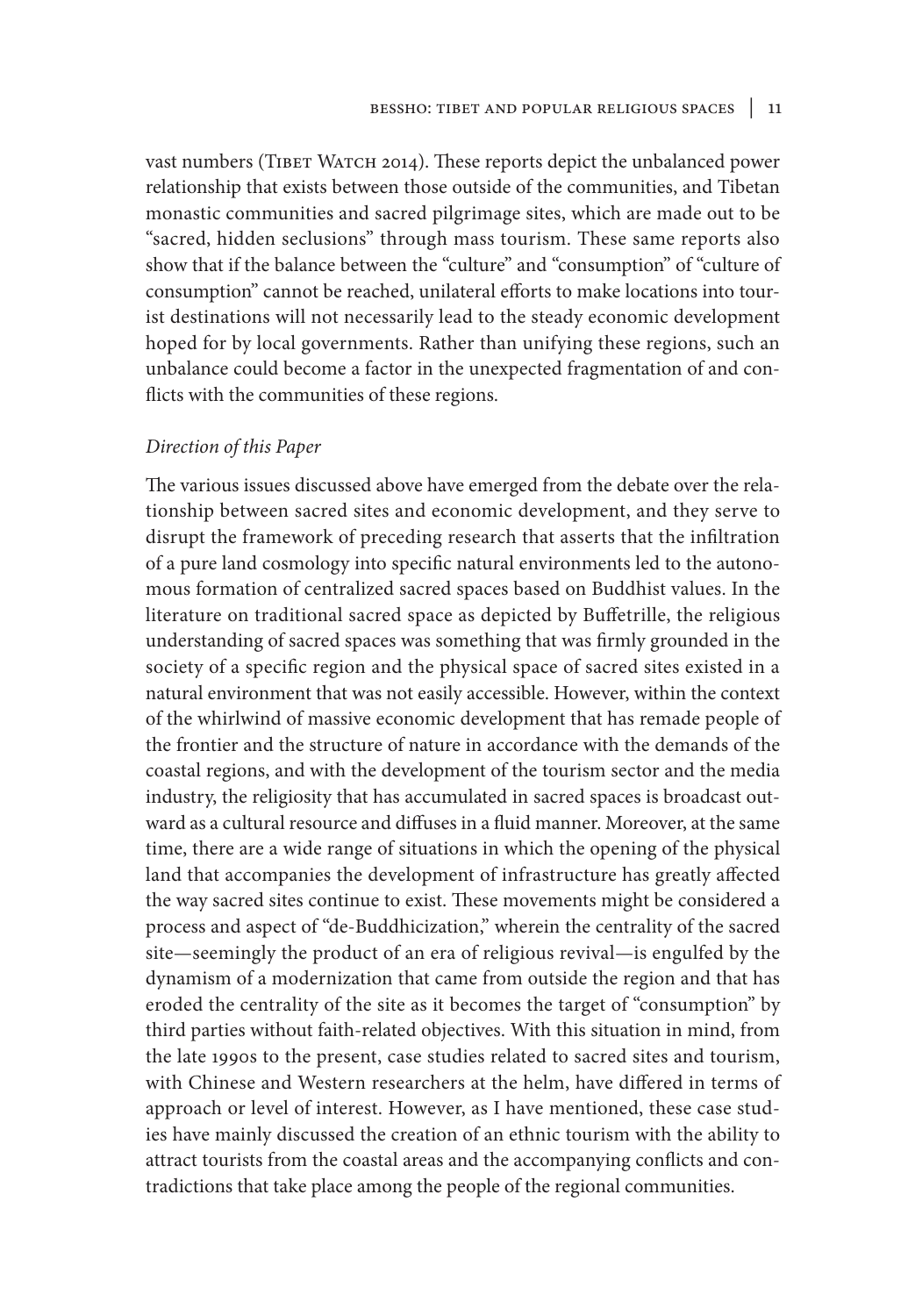vast numbers (Tibet Watch 2014). These reports depict the unbalanced power relationship that exists between those outside of the communities, and Tibetan monastic communities and sacred pilgrimage sites, which are made out to be "sacred, hidden seclusions" through mass tourism. These same reports also show that if the balance between the "culture" and "consumption" of "culture of consumption" cannot be reached, unilateral efforts to make locations into tourist destinations will not necessarily lead to the steady economic development hoped for by local governments. Rather than unifying these regions, such an unbalance could become a factor in the unexpected fragmentation of and conflicts with the communities of these regions.

*Direction of this Paper*

The various issues discussed above have emerged from the debate over the relationship between sacred sites and economic development, and they serve to disrupt the framework of preceding research that asserts that the infiltration of a pure land cosmology into specific natural environments led to the autonomous formation of centralized sacred spaces based on Buddhist values. In the literature on traditional sacred space as depicted by Buffetrille, the religious understanding of sacred spaces was something that was firmly grounded in the society of a specific region and the physical space of sacred sites existed in a natural environment that was not easily accessible. However, within the context of the whirlwind of massive economic development that has remade people of the frontier and the structure of nature in accordance with the demands of the coastal regions, and with the development of the tourism sector and the media industry, the religiosity that has accumulated in sacred spaces is broadcast outward as a cultural resource and diffuses in a fluid manner. Moreover, at the same time, there are a wide range of situations in which the opening of the physical land that accompanies the development of infrastructure has greatly affected the way sacred sites continue to exist. These movements might be considered a process and aspect of "de-Buddhicization," wherein the centrality of the sacred site—seemingly the product of an era of religious revival—is engulfed by the dynamism of a modernization that came from outside the region and that has eroded the centrality of the site as it becomes the target of "consumption" by third parties without faith-related objectives. With this situation in mind, from the late 1990s to the present, case studies related to sacred sites and tourism, with Chinese and Western researchers at the helm, have differed in terms of approach or level of interest. However, as I have mentioned, these case studies have mainly discussed the creation of an ethnic tourism with the ability to attract tourists from the coastal areas and the accompanying conflicts and contradictions that take place among the people of the regional communities.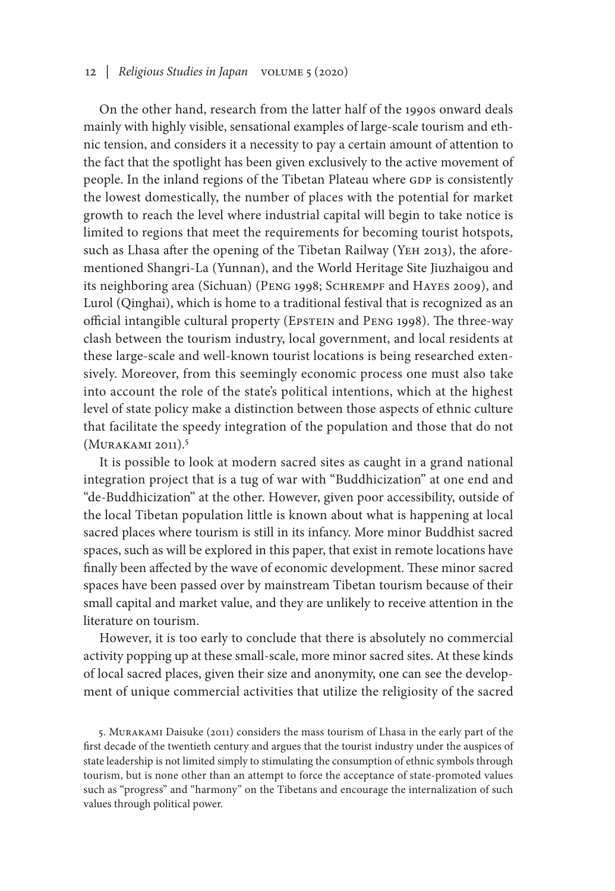On the other hand, research from the latter half of the 1990s onward deals mainly with highly visible, sensational examples of large-scale tourism and ethnic tension, and considers it a necessity to pay a certain amount of attention to the fact that the spotlight has been given exclusively to the active movement of people. In the inland regions of the Tibetan Plateau where GDP is consistently the lowest domestically, the number of places with the potential for market growth to reach the level where industrial capital will begin to take notice is limited to regions that meet the requirements for becoming tourist hotspots, such as Lhasa after the opening of the Tibetan Railway (Yeh 2013), the aforementioned Shangri-La (Yunnan), and the World Heritage Site Jiuzhaigou and its neighboring area (Sichuan) (Peng 1998; Schrempf and Hayes 2009), and Lurol (Qinghai), which is home to a traditional festival that is recognized as an official intangible cultural property (Epstein and Peng 1998). The three-way clash between the tourism industry, local government, and local residents at these large-scale and well-known tourist locations is being researched extensively. Moreover, from this seemingly economic process one must also take into account the role of the state's political intentions, which at the highest level of state policy make a distinction between those aspects of ethnic culture that facilitate the speedy integration of the population and those that do not (Murakami 2011).[5]

It is possible to look at modern sacred sites as caught in a grand national integration project that is a tug of war with "Buddhicization" at one end and "de-Buddhicization" at the other. However, given poor accessibility, outside of the local Tibetan population little is known about what is happening at local sacred places where tourism is still in its infancy. More minor Buddhist sacred spaces, such as will be explored in this paper, that exist in remote locations have finally been affected by the wave of economic development. These minor sacred spaces have been passed over by mainstream Tibetan tourism because of their small capital and market value, and they are unlikely to receive attention in the literature on tourism.

However, it is too early to conclude that there is absolutely no commercial activity popping up at these small-scale, more minor sacred sites. At these kinds of local sacred places, given their size and anonymity, one can see the development of unique commercial activities that utilize the religiosity of the sacred

5. Murakami Daisuke (2011) considers the mass tourism of Lhasa in the early part of the first decade of the twentieth century and argues that the tourist industry under the auspices of state leadership is not limited simply to stimulating the consumption of ethnic symbols through tourism, but is none other than an attempt to force the acceptance of state-promoted values such as "progress" and "harmony" on the Tibetans and encourage the internalization of such values through political power.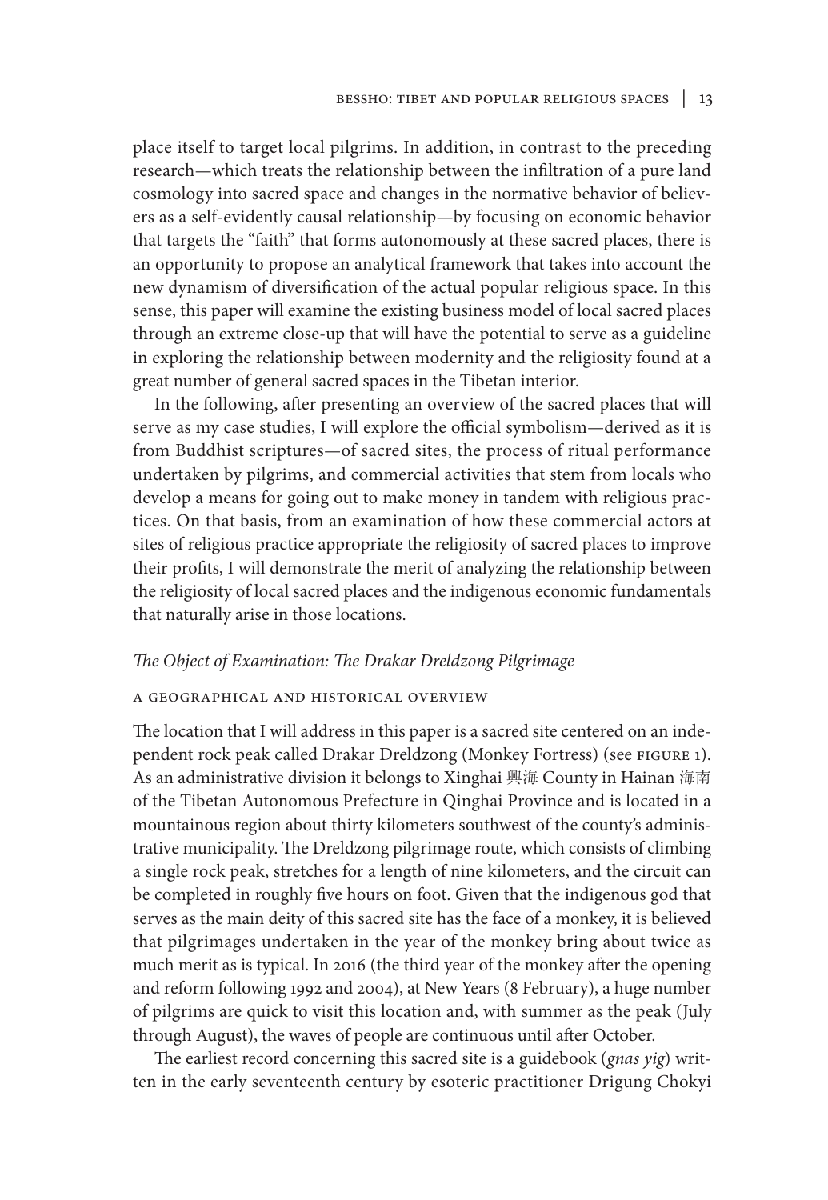place itself to target local pilgrims. In addition, in contrast to the preceding research—which treats the relationship between the infiltration of a pure land cosmology into sacred space and changes in the normative behavior of believers as a self-evidently causal relationship—by focusing on economic behavior that targets the "faith" that forms autonomously at these sacred places, there is an opportunity to propose an analytical framework that takes into account the new dynamism of diversification of the actual popular religious space. In this sense, this paper will examine the existing business model of local sacred places through an extreme close-up that will have the potential to serve as a guideline in exploring the relationship between modernity and the religiosity found at a great number of general sacred spaces in the Tibetan interior.

In the following, after presenting an overview of the sacred places that will serve as my case studies, I will explore the official symbolism—derived as it is from Buddhist scriptures—of sacred sites, the process of ritual performance undertaken by pilgrims, and commercial activities that stem from locals who develop a means for going out to make money in tandem with religious practices. On that basis, from an examination of how these commercial actors at sites of religious practice appropriate the religiosity of sacred places to improve their profits, I will demonstrate the merit of analyzing the relationship between the religiosity of local sacred places and the indigenous economic fundamentals that naturally arise in those locations.

## *The Object of Examination: The Drakar Dreldzong Pilgrimage*

### A GEOGRAPHICAL AND HISTORICAL OVERVIEW

The location that I will address in this paper is a sacred site centered on an independent rock peak called Drakar Dreldzong (Monkey Fortress) (see FIGURE 1). As an administrative division it belongs to Xinghai 興海 County in Hainan 海南 of the Tibetan Autonomous Prefecture in Qinghai Province and is located in a mountainous region about thirty kilometers southwest of the county's administrative municipality. The Dreldzong pilgrimage route, which consists of climbing a single rock peak, stretches for a length of nine kilometers, and the circuit can be completed in roughly five hours on foot. Given that the indigenous god that serves as the main deity of this sacred site has the face of a monkey, it is believed that pilgrimages undertaken in the year of the monkey bring about twice as much merit as is typical. In 2016 (the third year of the monkey after the opening and reform following 1992 and 2004), at New Years (8 February), a huge number of pilgrims are quick to visit this location and, with summer as the peak (July through August), the waves of people are continuous until after October.

The earliest record concerning this sacred site is a guidebook (*gnas yig*) written in the early seventeenth century by esoteric practitioner Drigung Chokyi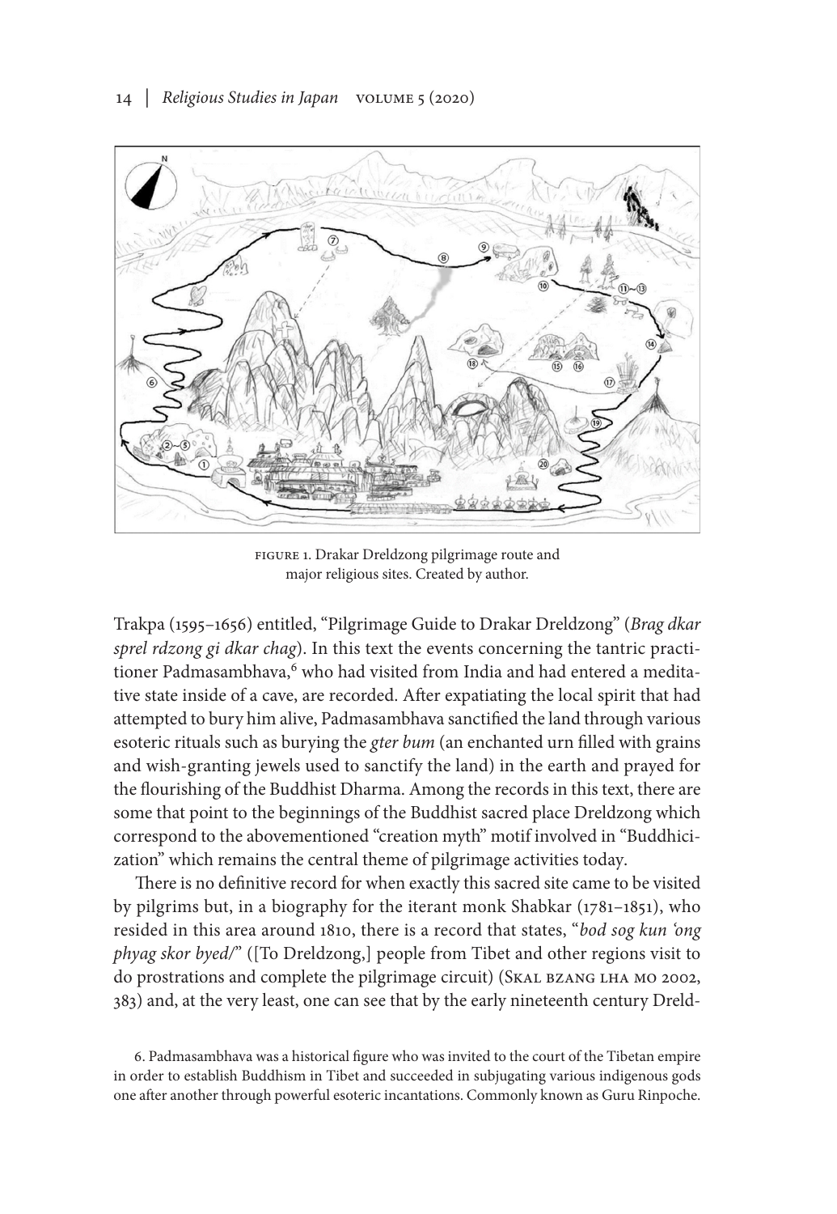FIGURE 1. Drakar Dreldzong pilgrimage route and major religious sites. Created by author.

Trakpa (1595–1656) entitled, "Pilgrimage Guide to Drakar Dreldzong" (*Brag dkar sprel rdzong gi dkar chag*). In this text the events concerning the tantric practitioner Padmasambhava,[6] who had visited from India and had entered a meditative state inside of a cave, are recorded. After expatiating the local spirit that had attempted to bury him alive, Padmasambhava sanctified the land through various esoteric rituals such as burying the *gter bum* (an enchanted urn filled with grains and wish-granting jewels used to sanctify the land) in the earth and prayed for the flourishing of the Buddhist Dharma. Among the records in this text, there are some that point to the beginnings of the Buddhist sacred place Dreldzong which correspond to the abovementioned "creation myth" motif involved in "Buddhicization" which remains the central theme of pilgrimage activities today.

There is no definitive record for when exactly this sacred site came to be visited by pilgrims but, in a biography for the iterant monk Shabkar (1781–1851), who resided in this area around 1810, there is a record that states, "*bod sog kun 'ong phyag skor byed/*" ([To Dreldzong,] people from Tibet and other regions visit to do prostrations and complete the pilgrimage circuit) (Skal bzang lha mo 2002, 383) and, at the very least, one can see that by the early nineteenth century Dreld-

6. Padmasambhava was a historical figure who was invited to the court of the Tibetan empire in order to establish Buddhism in Tibet and succeeded in subjugating various indigenous gods one after another through powerful esoteric incantations. Commonly known as Guru Rinpoche.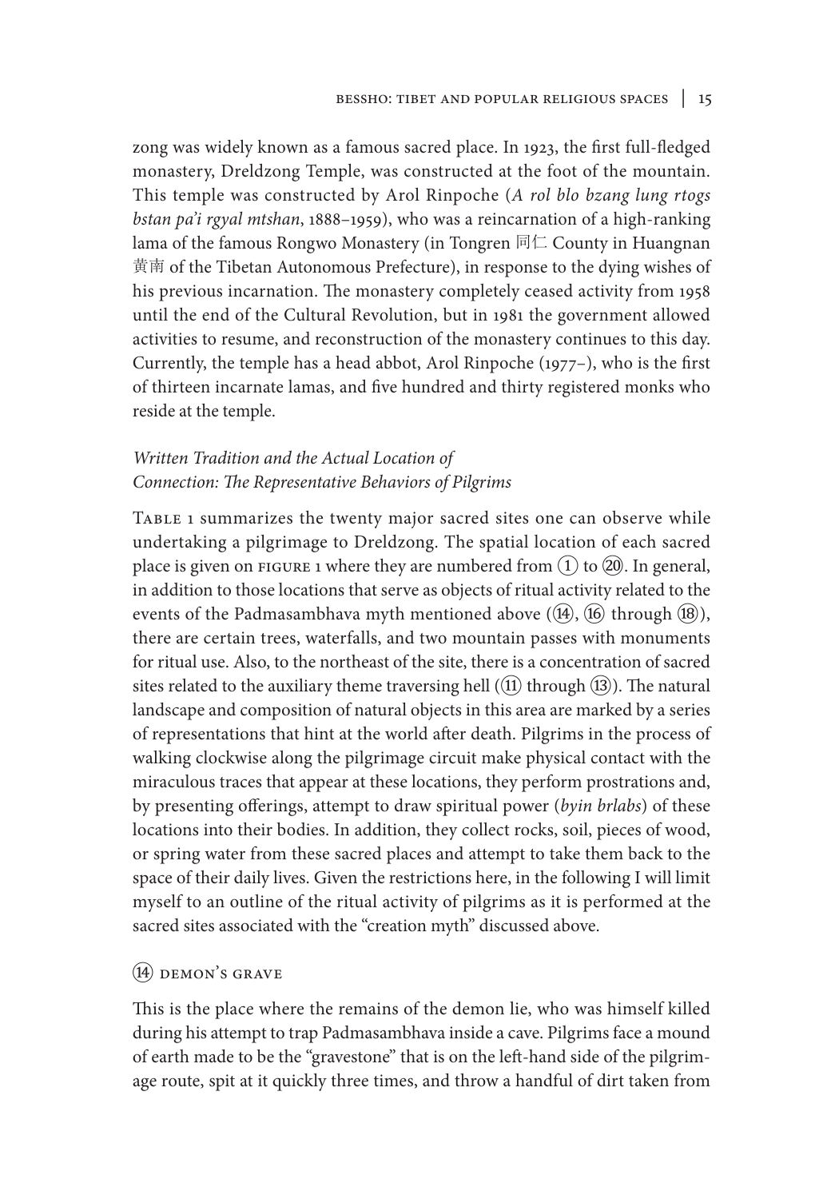zong was widely known as a famous sacred place. In 1923, the first full-fledged monastery, Dreldzong Temple, was constructed at the foot of the mountain. This temple was constructed by Arol Rinpoche (*A rol blo bzang lung rtogs bstan pa'i rgyal mtshan*, 1888–1959), who was a reincarnation of a high-ranking lama of the famous Rongwo Monastery (in Tongren 同仁 County in Huangnan 黄南 of the Tibetan Autonomous Prefecture), in response to the dying wishes of his previous incarnation. The monastery completely ceased activity from 1958 until the end of the Cultural Revolution, but in 1981 the government allowed activities to resume, and reconstruction of the monastery continues to this day. Currently, the temple has a head abbot, Arol Rinpoche (1977–), who is the first of thirteen incarnate lamas, and five hundred and thirty registered monks who reside at the temple.

### *Written Tradition and the Actual Location of Connection: The Representative Behaviors of Pilgrims*

Table 1 summarizes the twenty major sacred sites one can observe while undertaking a pilgrimage to Dreldzong. The spatial location of each sacred place is given on figure 1 where they are numbered from ① to ⑳. In general, in addition to those locations that serve as objects of ritual activity related to the events of the Padmasambhava myth mentioned above (⑭, ⑯ through ⑱), there are certain trees, waterfalls, and two mountain passes with monuments for ritual use. Also, to the northeast of the site, there is a concentration of sacred sites related to the auxiliary theme traversing hell (⑪ through ⑬). The natural landscape and composition of natural objects in this area are marked by a series of representations that hint at the world after death. Pilgrims in the process of walking clockwise along the pilgrimage circuit make physical contact with the miraculous traces that appear at these locations, they perform prostrations and, by presenting offerings, attempt to draw spiritual power (*byin brlabs*) of these locations into their bodies. In addition, they collect rocks, soil, pieces of wood, or spring water from these sacred places and attempt to take them back to the space of their daily lives. Given the restrictions here, in the following I will limit myself to an outline of the ritual activity of pilgrims as it is performed at the sacred sites associated with the "creation myth" discussed above.

#### ⑭ Demon's Grave

This is the place where the remains of the demon lie, who was himself killed during his attempt to trap Padmasambhava inside a cave. Pilgrims face a mound of earth made to be the "gravestone" that is on the left-hand side of the pilgrimage route, spit at it quickly three times, and throw a handful of dirt taken from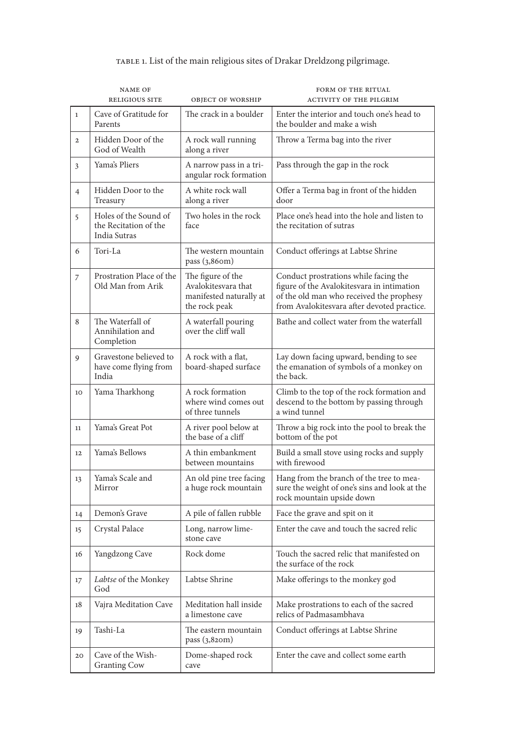TABLE 1. List of the main religious sites of Drakar Dreldzong pilgrimage.

| | NAME OF RELIGIOUS SITE | OBJECT OF WORSHIP | FORM OF THE RITUAL ACTIVITY OF THE PILGRIM |
|---|---|---|---|
| 1 | Cave of Gratitude for Parents | The crack in a boulder | Enter the interior and touch one's head to the boulder and make a wish |
| 2 | Hidden Door of the God of Wealth | A rock wall running along a river | Throw a Terma bag into the river |
| 3 | Yama's Pliers | A narrow pass in a triangular rock formation | Pass through the gap in the rock |
| 4 | Hidden Door to the Treasury | A white rock wall along a river | Offer a Terma bag in front of the hidden door |
| 5 | Holes of the Sound of the Recitation of the India Sutras | Two holes in the rock face | Place one's head into the hole and listen to the recitation of sutras |
| 6 | Tori-La | The western mountain pass (3,860m) | Conduct offerings at Labtse Shrine |
| 7 | Prostration Place of the Old Man from Arik | The figure of the Avalokitesvara that manifested naturally at the rock peak | Conduct prostrations while facing the figure of the Avalokitesvara in intimation of the old man who received the prophesy from Avalokitesvara after devoted practice. |
| 8 | The Waterfall of Annihilation and Completion | A waterfall pouring over the cliff wall | Bathe and collect water from the waterfall |
| 9 | Gravestone believed to have come flying from India | A rock with a flat, board-shaped surface | Lay down facing upward, bending to see the emanation of symbols of a monkey on the back. |
| 10 | Yama Tharkhong | A rock formation where wind comes out of three tunnels | Climb to the top of the rock formation and descend to the bottom by passing through a wind tunnel |
| 11 | Yama's Great Pot | A river pool below at the base of a cliff | Throw a big rock into the pool to break the bottom of the pot |
| 12 | Yama's Bellows | A thin embankment between mountains | Build a small stove using rocks and supply with firewood |
| 13 | Yama's Scale and Mirror | An old pine tree facing a huge rock mountain | Hang from the branch of the tree to measure the weight of one's sins and look at the rock mountain upside down |
| 14 | Demon's Grave | A pile of fallen rubble | Face the grave and spit on it |
| 15 | Crystal Palace | Long, narrow limestone cave | Enter the cave and touch the sacred relic |
| 16 | Yangdzong Cave | Rock dome | Touch the sacred relic that manifested on the surface of the rock |
| 17 | *Labtse* of the Monkey God | Labtse Shrine | Make offerings to the monkey god |
| 18 | Vajra Meditation Cave | Meditation hall inside a limestone cave | Make prostrations to each of the sacred relics of Padmasambhava |
| 19 | Tashi-La | The eastern mountain pass (3,820m) | Conduct offerings at Labtse Shrine |
| 20 | Cave of the Wish-Granting Cow | Dome-shaped rock cave | Enter the cave and collect some earth |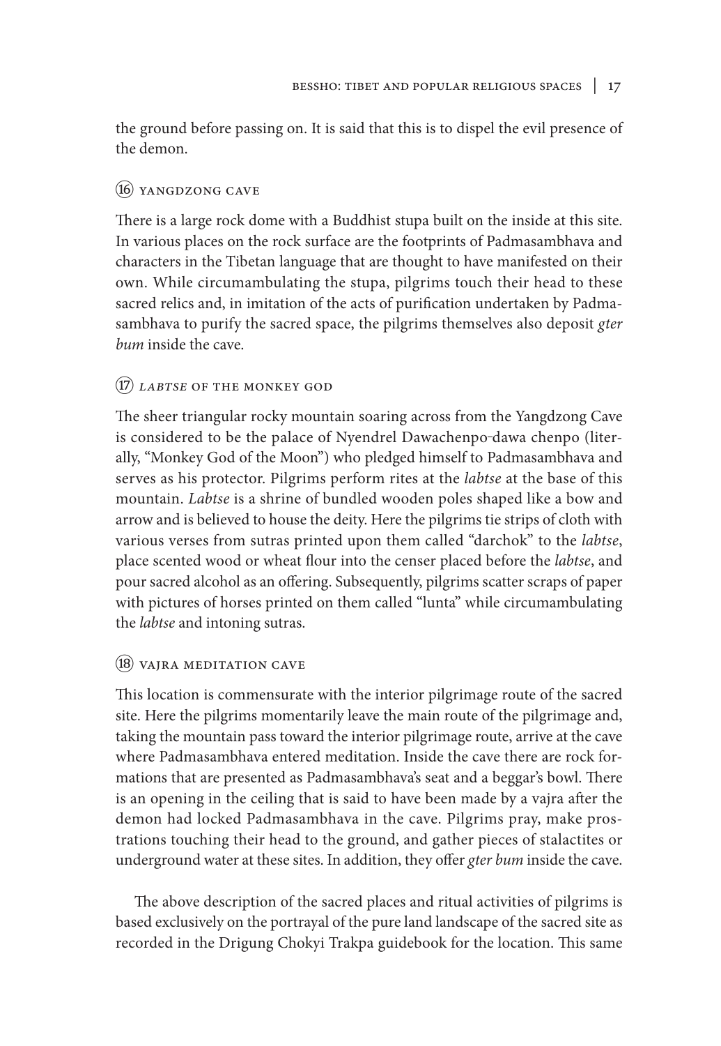the ground before passing on. It is said that this is to dispel the evil presence of the demon.

### ⑯ YANGDZONG CAVE

There is a large rock dome with a Buddhist stupa built on the inside at this site. In various places on the rock surface are the footprints of Padmasambhava and characters in the Tibetan language that are thought to have manifested on their own. While circumambulating the stupa, pilgrims touch their head to these sacred relics and, in imitation of the acts of purification undertaken by Padmasambhava to purify the sacred space, the pilgrims themselves also deposit *gter bum* inside the cave.

### ⑰ *LABTSE* OF THE MONKEY GOD

The sheer triangular rocky mountain soaring across from the Yangdzong Cave is considered to be the palace of Nyendrel Dawachenpo-dawa chenpo (literally, "Monkey God of the Moon") who pledged himself to Padmasambhava and serves as his protector. Pilgrims perform rites at the *labtse* at the base of this mountain. *Labtse* is a shrine of bundled wooden poles shaped like a bow and arrow and is believed to house the deity. Here the pilgrims tie strips of cloth with various verses from sutras printed upon them called "darchok" to the *labtse*, place scented wood or wheat flour into the censer placed before the *labtse*, and pour sacred alcohol as an offering. Subsequently, pilgrims scatter scraps of paper with pictures of horses printed on them called "lunta" while circumambulating the *labtse* and intoning sutras.

### ⑱ VAJRA MEDITATION CAVE

This location is commensurate with the interior pilgrimage route of the sacred site. Here the pilgrims momentarily leave the main route of the pilgrimage and, taking the mountain pass toward the interior pilgrimage route, arrive at the cave where Padmasambhava entered meditation. Inside the cave there are rock formations that are presented as Padmasambhava's seat and a beggar's bowl. There is an opening in the ceiling that is said to have been made by a vajra after the demon had locked Padmasambhava in the cave. Pilgrims pray, make prostrations touching their head to the ground, and gather pieces of stalactites or underground water at these sites. In addition, they offer *gter bum* inside the cave.

The above description of the sacred places and ritual activities of pilgrims is based exclusively on the portrayal of the pure land landscape of the sacred site as recorded in the Drigung Chokyi Trakpa guidebook for the location. This same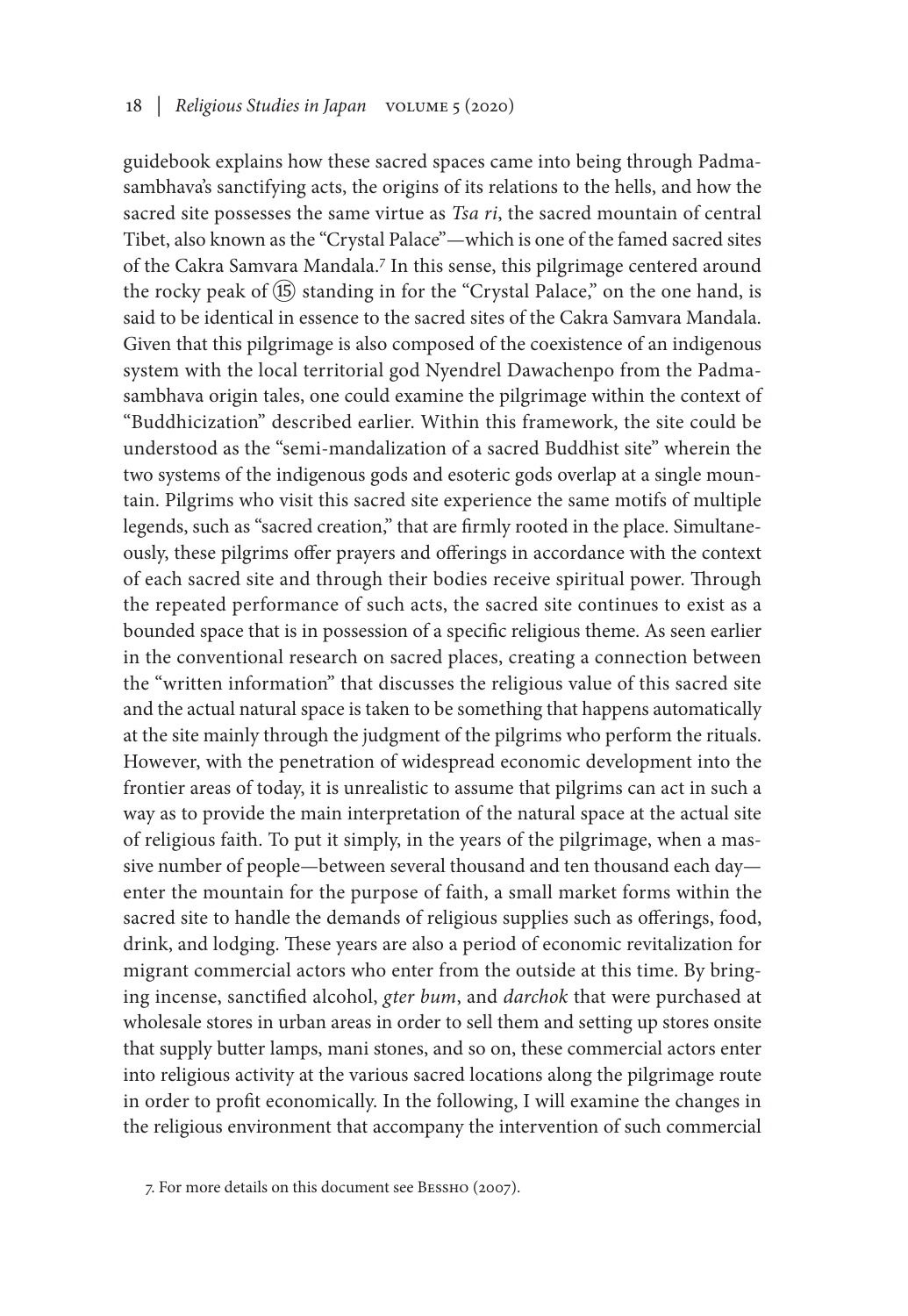guidebook explains how these sacred spaces came into being through Padmasambhava's sanctifying acts, the origins of its relations to the hells, and how the sacred site possesses the same virtue as *Tsa ri*, the sacred mountain of central Tibet, also known as the "Crystal Palace"—which is one of the famed sacred sites of the Cakra Samvara Mandala.[7] In this sense, this pilgrimage centered around the rocky peak of ⑮ standing in for the "Crystal Palace," on the one hand, is said to be identical in essence to the sacred sites of the Cakra Samvara Mandala. Given that this pilgrimage is also composed of the coexistence of an indigenous system with the local territorial god Nyendrel Dawachenpo from the Padmasambhava origin tales, one could examine the pilgrimage within the context of "Buddhicization" described earlier. Within this framework, the site could be understood as the "semi-mandalization of a sacred Buddhist site" wherein the two systems of the indigenous gods and esoteric gods overlap at a single mountain. Pilgrims who visit this sacred site experience the same motifs of multiple legends, such as "sacred creation," that are firmly rooted in the place. Simultaneously, these pilgrims offer prayers and offerings in accordance with the context of each sacred site and through their bodies receive spiritual power. Through the repeated performance of such acts, the sacred site continues to exist as a bounded space that is in possession of a specific religious theme. As seen earlier in the conventional research on sacred places, creating a connection between the "written information" that discusses the religious value of this sacred site and the actual natural space is taken to be something that happens automatically at the site mainly through the judgment of the pilgrims who perform the rituals. However, with the penetration of widespread economic development into the frontier areas of today, it is unrealistic to assume that pilgrims can act in such a way as to provide the main interpretation of the natural space at the actual site of religious faith. To put it simply, in the years of the pilgrimage, when a massive number of people—between several thousand and ten thousand each day—enter the mountain for the purpose of faith, a small market forms within the sacred site to handle the demands of religious supplies such as offerings, food, drink, and lodging. These years are also a period of economic revitalization for migrant commercial actors who enter from the outside at this time. By bringing incense, sanctified alcohol, *gter bum*, and *darchok* that were purchased at wholesale stores in urban areas in order to sell them and setting up stores onsite that supply butter lamps, mani stones, and so on, these commercial actors enter into religious activity at the various sacred locations along the pilgrimage route in order to profit economically. In the following, I will examine the changes in the religious environment that accompany the intervention of such commercial

7. For more details on this document see Bessho (2007).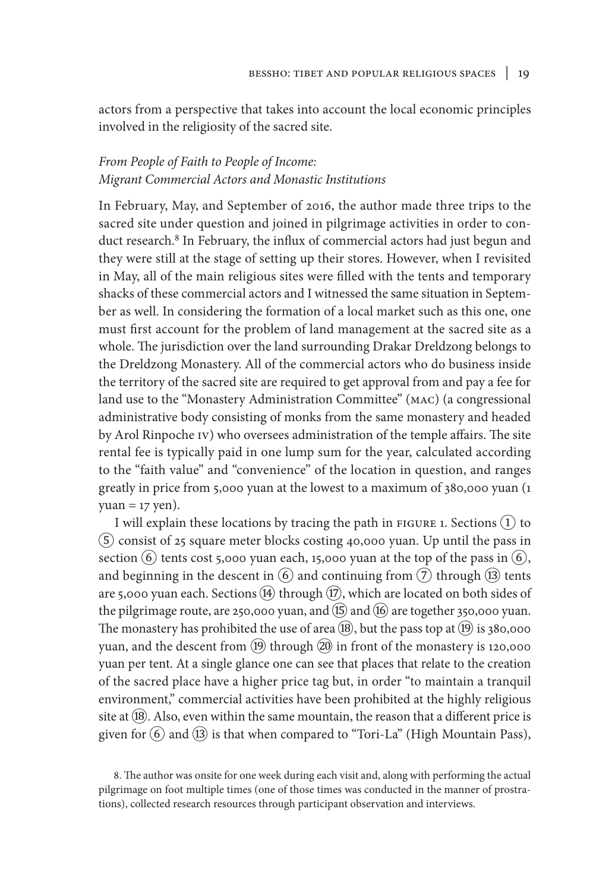actors from a perspective that takes into account the local economic principles involved in the religiosity of the sacred site.

### *From People of Faith to People of Income: Migrant Commercial Actors and Monastic Institutions*

In February, May, and September of 2016, the author made three trips to the sacred site under question and joined in pilgrimage activities in order to conduct research.[8] In February, the influx of commercial actors had just begun and they were still at the stage of setting up their stores. However, when I revisited in May, all of the main religious sites were filled with the tents and temporary shacks of these commercial actors and I witnessed the same situation in September as well. In considering the formation of a local market such as this one, one must first account for the problem of land management at the sacred site as a whole. The jurisdiction over the land surrounding Drakar Dreldzong belongs to the Dreldzong Monastery. All of the commercial actors who do business inside the territory of the sacred site are required to get approval from and pay a fee for land use to the "Monastery Administration Committee" (MAC) (a congressional administrative body consisting of monks from the same monastery and headed by Arol Rinpoche IV) who oversees administration of the temple affairs. The site rental fee is typically paid in one lump sum for the year, calculated according to the "faith value" and "convenience" of the location in question, and ranges greatly in price from 5,000 yuan at the lowest to a maximum of 380,000 yuan (1 yuan = 17 yen).

I will explain these locations by tracing the path in FIGURE 1. Sections ① to ⑤ consist of 25 square meter blocks costing 40,000 yuan. Up until the pass in section ⑥ tents cost 5,000 yuan each, 15,000 yuan at the top of the pass in ⑥, and beginning in the descent in ⑥ and continuing from ⑦ through ⑬ tents are 5,000 yuan each. Sections ⑭ through ⑰, which are located on both sides of the pilgrimage route, are 250,000 yuan, and ⑮ and ⑯ are together 350,000 yuan. The monastery has prohibited the use of area ⑱, but the pass top at ⑲ is 380,000 yuan, and the descent from ⑲ through ⑳ in front of the monastery is 120,000 yuan per tent. At a single glance one can see that places that relate to the creation of the sacred place have a higher price tag but, in order "to maintain a tranquil environment," commercial activities have been prohibited at the highly religious site at ⑱. Also, even within the same mountain, the reason that a different price is given for ⑥ and ⑬ is that when compared to "Tori-La" (High Mountain Pass),

8. The author was onsite for one week during each visit and, along with performing the actual pilgrimage on foot multiple times (one of those times was conducted in the manner of prostrations), collected research resources through participant observation and interviews.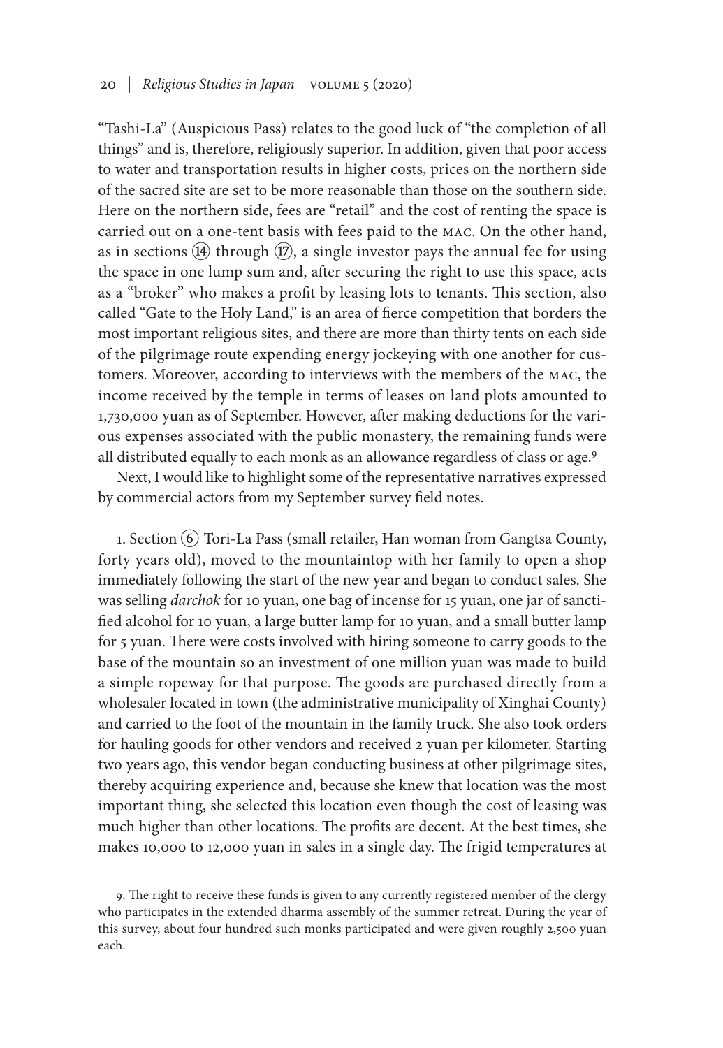"Tashi-La" (Auspicious Pass) relates to the good luck of "the completion of all things" and is, therefore, religiously superior. In addition, given that poor access to water and transportation results in higher costs, prices on the northern side of the sacred site are set to be more reasonable than those on the southern side. Here on the northern side, fees are "retail" and the cost of renting the space is carried out on a one-tent basis with fees paid to the MAC. On the other hand, as in sections ⑭ through ⑰, a single investor pays the annual fee for using the space in one lump sum and, after securing the right to use this space, acts as a "broker" who makes a profit by leasing lots to tenants. This section, also called "Gate to the Holy Land," is an area of fierce competition that borders the most important religious sites, and there are more than thirty tents on each side of the pilgrimage route expending energy jockeying with one another for customers. Moreover, according to interviews with the members of the MAC, the income received by the temple in terms of leases on land plots amounted to 1,730,000 yuan as of September. However, after making deductions for the various expenses associated with the public monastery, the remaining funds were all distributed equally to each monk as an allowance regardless of class or age.[9]

Next, I would like to highlight some of the representative narratives expressed by commercial actors from my September survey field notes.

1. Section ⑥ Tori-La Pass (small retailer, Han woman from Gangtsa County, forty years old), moved to the mountaintop with her family to open a shop immediately following the start of the new year and began to conduct sales. She was selling *darchok* for 10 yuan, one bag of incense for 15 yuan, one jar of sanctified alcohol for 10 yuan, a large butter lamp for 10 yuan, and a small butter lamp for 5 yuan. There were costs involved with hiring someone to carry goods to the base of the mountain so an investment of one million yuan was made to build a simple ropeway for that purpose. The goods are purchased directly from a wholesaler located in town (the administrative municipality of Xinghai County) and carried to the foot of the mountain in the family truck. She also took orders for hauling goods for other vendors and received 2 yuan per kilometer. Starting two years ago, this vendor began conducting business at other pilgrimage sites, thereby acquiring experience and, because she knew that location was the most important thing, she selected this location even though the cost of leasing was much higher than other locations. The profits are decent. At the best times, she makes 10,000 to 12,000 yuan in sales in a single day. The frigid temperatures at

9. The right to receive these funds is given to any currently registered member of the clergy who participates in the extended dharma assembly of the summer retreat. During the year of this survey, about four hundred such monks participated and were given roughly 2,500 yuan each.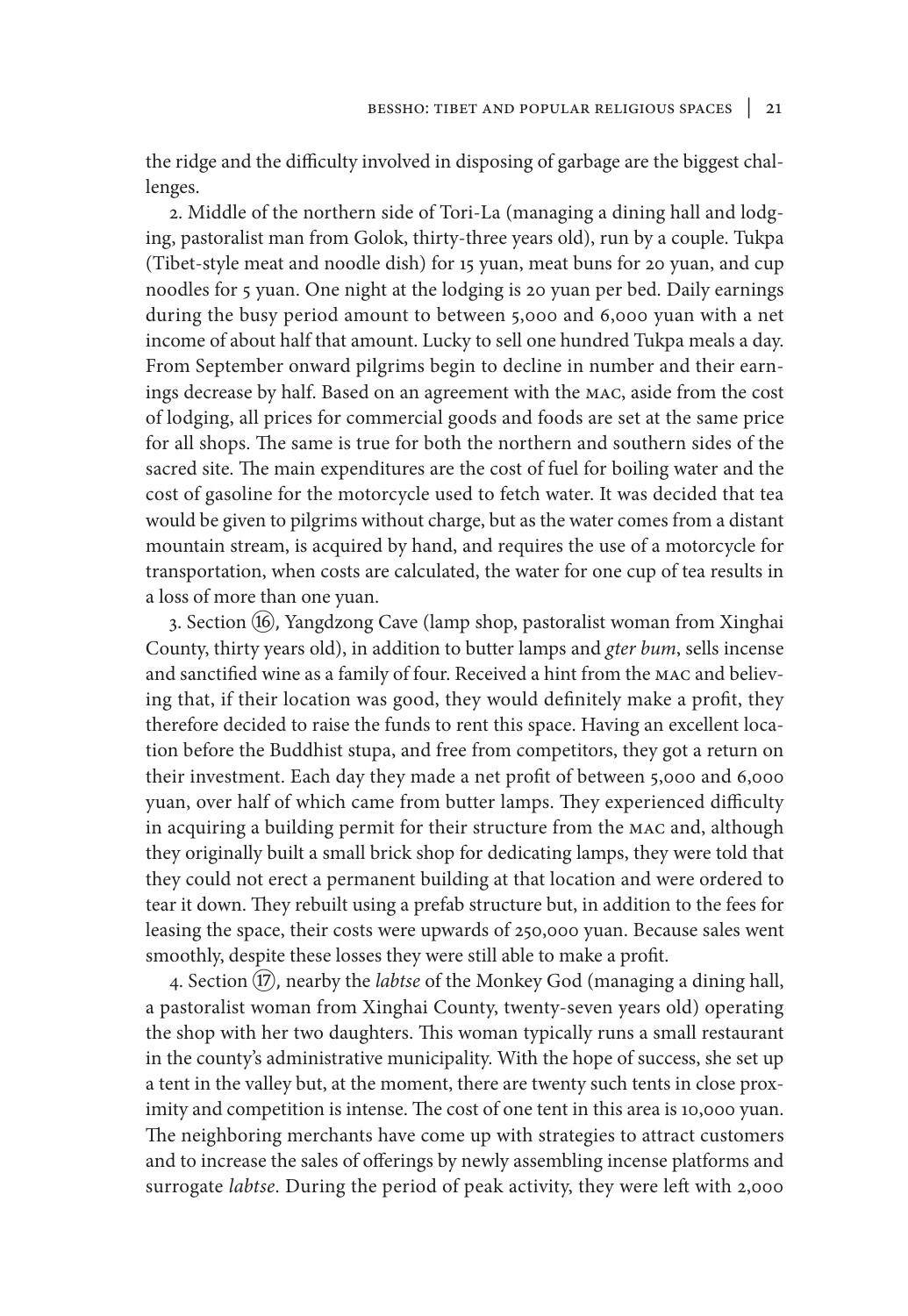the ridge and the difficulty involved in disposing of garbage are the biggest challenges.

2. Middle of the northern side of Tori-La (managing a dining hall and lodging, pastoralist man from Golok, thirty-three years old), run by a couple. Tukpa (Tibet-style meat and noodle dish) for 15 yuan, meat buns for 20 yuan, and cup noodles for 5 yuan. One night at the lodging is 20 yuan per bed. Daily earnings during the busy period amount to between 5,000 and 6,000 yuan with a net income of about half that amount. Lucky to sell one hundred Tukpa meals a day. From September onward pilgrims begin to decline in number and their earnings decrease by half. Based on an agreement with the MAC, aside from the cost of lodging, all prices for commercial goods and foods are set at the same price for all shops. The same is true for both the northern and southern sides of the sacred site. The main expenditures are the cost of fuel for boiling water and the cost of gasoline for the motorcycle used to fetch water. It was decided that tea would be given to pilgrims without charge, but as the water comes from a distant mountain stream, is acquired by hand, and requires the use of a motorcycle for transportation, when costs are calculated, the water for one cup of tea results in a loss of more than one yuan.

3. Section ⑯, Yangdzong Cave (lamp shop, pastoralist woman from Xinghai County, thirty years old), in addition to butter lamps and *gter bum*, sells incense and sanctified wine as a family of four. Received a hint from the MAC and believing that, if their location was good, they would definitely make a profit, they therefore decided to raise the funds to rent this space. Having an excellent location before the Buddhist stupa, and free from competitors, they got a return on their investment. Each day they made a net profit of between 5,000 and 6,000 yuan, over half of which came from butter lamps. They experienced difficulty in acquiring a building permit for their structure from the MAC and, although they originally built a small brick shop for dedicating lamps, they were told that they could not erect a permanent building at that location and were ordered to tear it down. They rebuilt using a prefab structure but, in addition to the fees for leasing the space, their costs were upwards of 250,000 yuan. Because sales went smoothly, despite these losses they were still able to make a profit.

4. Section ⑰, nearby the *labtse* of the Monkey God (managing a dining hall, a pastoralist woman from Xinghai County, twenty-seven years old) operating the shop with her two daughters. This woman typically runs a small restaurant in the county's administrative municipality. With the hope of success, she set up a tent in the valley but, at the moment, there are twenty such tents in close proximity and competition is intense. The cost of one tent in this area is 10,000 yuan. The neighboring merchants have come up with strategies to attract customers and to increase the sales of offerings by newly assembling incense platforms and surrogate *labtse*. During the period of peak activity, they were left with 2,000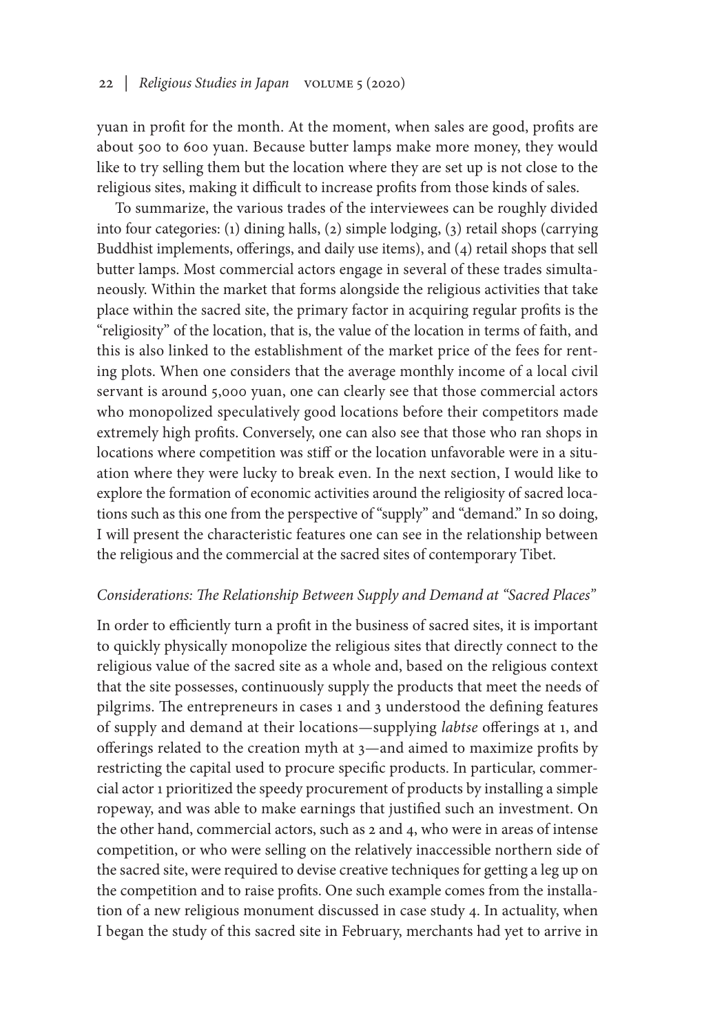yuan in profit for the month. At the moment, when sales are good, profits are about 500 to 600 yuan. Because butter lamps make more money, they would like to try selling them but the location where they are set up is not close to the religious sites, making it difficult to increase profits from those kinds of sales.

To summarize, the various trades of the interviewees can be roughly divided into four categories: (1) dining halls, (2) simple lodging, (3) retail shops (carrying Buddhist implements, offerings, and daily use items), and (4) retail shops that sell butter lamps. Most commercial actors engage in several of these trades simultaneously. Within the market that forms alongside the religious activities that take place within the sacred site, the primary factor in acquiring regular profits is the "religiosity" of the location, that is, the value of the location in terms of faith, and this is also linked to the establishment of the market price of the fees for renting plots. When one considers that the average monthly income of a local civil servant is around 5,000 yuan, one can clearly see that those commercial actors who monopolized speculatively good locations before their competitors made extremely high profits. Conversely, one can also see that those who ran shops in locations where competition was stiff or the location unfavorable were in a situation where they were lucky to break even. In the next section, I would like to explore the formation of economic activities around the religiosity of sacred locations such as this one from the perspective of "supply" and "demand." In so doing, I will present the characteristic features one can see in the relationship between the religious and the commercial at the sacred sites of contemporary Tibet.

### *Considerations: The Relationship Between Supply and Demand at "Sacred Places"*

In order to efficiently turn a profit in the business of sacred sites, it is important to quickly physically monopolize the religious sites that directly connect to the religious value of the sacred site as a whole and, based on the religious context that the site possesses, continuously supply the products that meet the needs of pilgrims. The entrepreneurs in cases 1 and 3 understood the defining features of supply and demand at their locations—supplying *labtse* offerings at 1, and offerings related to the creation myth at 3—and aimed to maximize profits by restricting the capital used to procure specific products. In particular, commercial actor 1 prioritized the speedy procurement of products by installing a simple ropeway, and was able to make earnings that justified such an investment. On the other hand, commercial actors, such as 2 and 4, who were in areas of intense competition, or who were selling on the relatively inaccessible northern side of the sacred site, were required to devise creative techniques for getting a leg up on the competition and to raise profits. One such example comes from the installation of a new religious monument discussed in case study 4. In actuality, when I began the study of this sacred site in February, merchants had yet to arrive in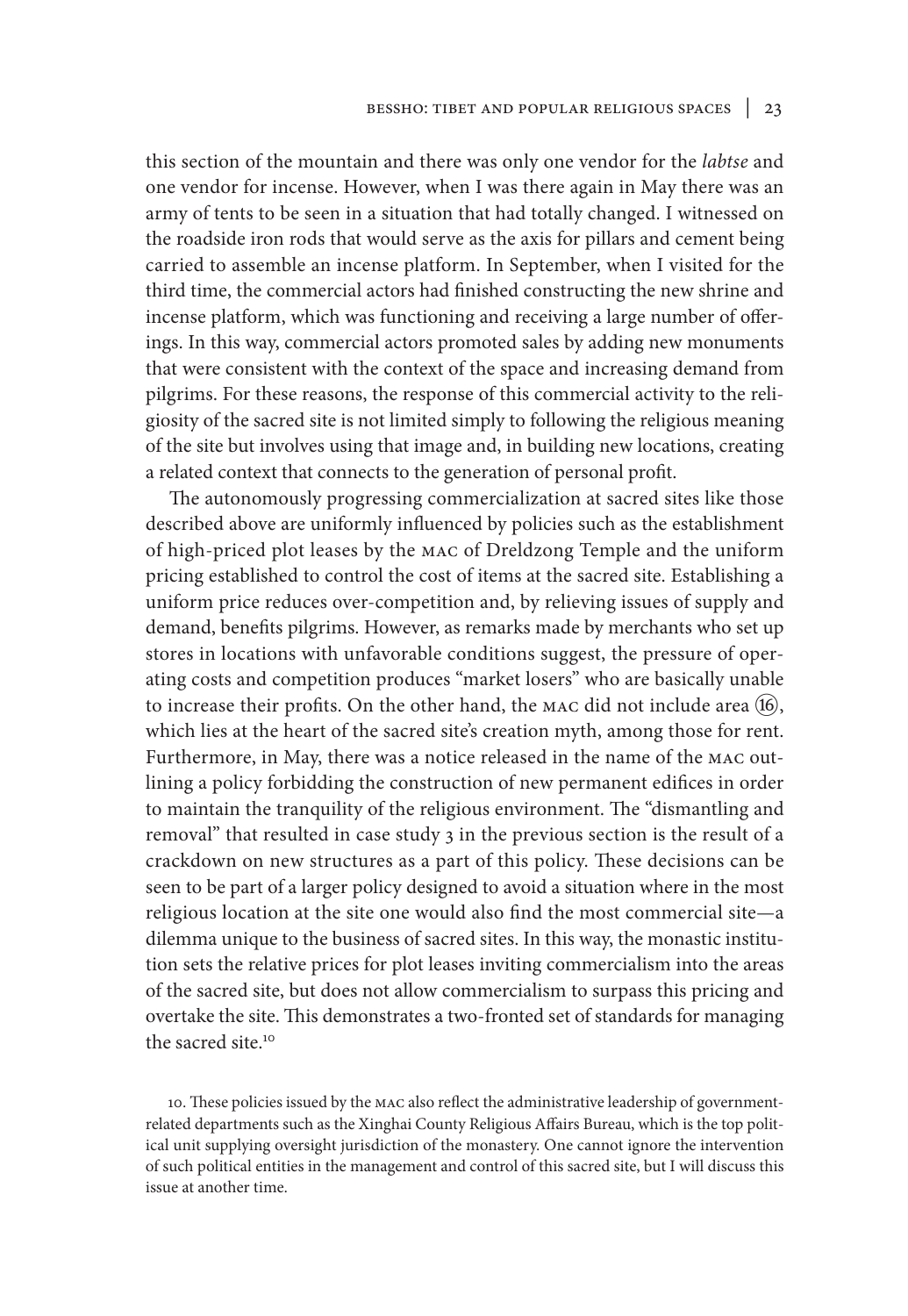this section of the mountain and there was only one vendor for the *labtse* and one vendor for incense. However, when I was there again in May there was an army of tents to be seen in a situation that had totally changed. I witnessed on the roadside iron rods that would serve as the axis for pillars and cement being carried to assemble an incense platform. In September, when I visited for the third time, the commercial actors had finished constructing the new shrine and incense platform, which was functioning and receiving a large number of offerings. In this way, commercial actors promoted sales by adding new monuments that were consistent with the context of the space and increasing demand from pilgrims. For these reasons, the response of this commercial activity to the religiosity of the sacred site is not limited simply to following the religious meaning of the site but involves using that image and, in building new locations, creating a related context that connects to the generation of personal profit.

The autonomously progressing commercialization at sacred sites like those described above are uniformly influenced by policies such as the establishment of high-priced plot leases by the MAC of Dreldzong Temple and the uniform pricing established to control the cost of items at the sacred site. Establishing a uniform price reduces over-competition and, by relieving issues of supply and demand, benefits pilgrims. However, as remarks made by merchants who set up stores in locations with unfavorable conditions suggest, the pressure of operating costs and competition produces "market losers" who are basically unable to increase their profits. On the other hand, the MAC did not include area ⑯, which lies at the heart of the sacred site's creation myth, among those for rent. Furthermore, in May, there was a notice released in the name of the MAC outlining a policy forbidding the construction of new permanent edifices in order to maintain the tranquility of the religious environment. The "dismantling and removal" that resulted in case study 3 in the previous section is the result of a crackdown on new structures as a part of this policy. These decisions can be seen to be part of a larger policy designed to avoid a situation where in the most religious location at the site one would also find the most commercial site—a dilemma unique to the business of sacred sites. In this way, the monastic institution sets the relative prices for plot leases inviting commercialism into the areas of the sacred site, but does not allow commercialism to surpass this pricing and overtake the site. This demonstrates a two-fronted set of standards for managing the sacred site.[10]

10. These policies issued by the MAC also reflect the administrative leadership of government-related departments such as the Xinghai County Religious Affairs Bureau, which is the top political unit supplying oversight jurisdiction of the monastery. One cannot ignore the intervention of such political entities in the management and control of this sacred site, but I will discuss this issue at another time.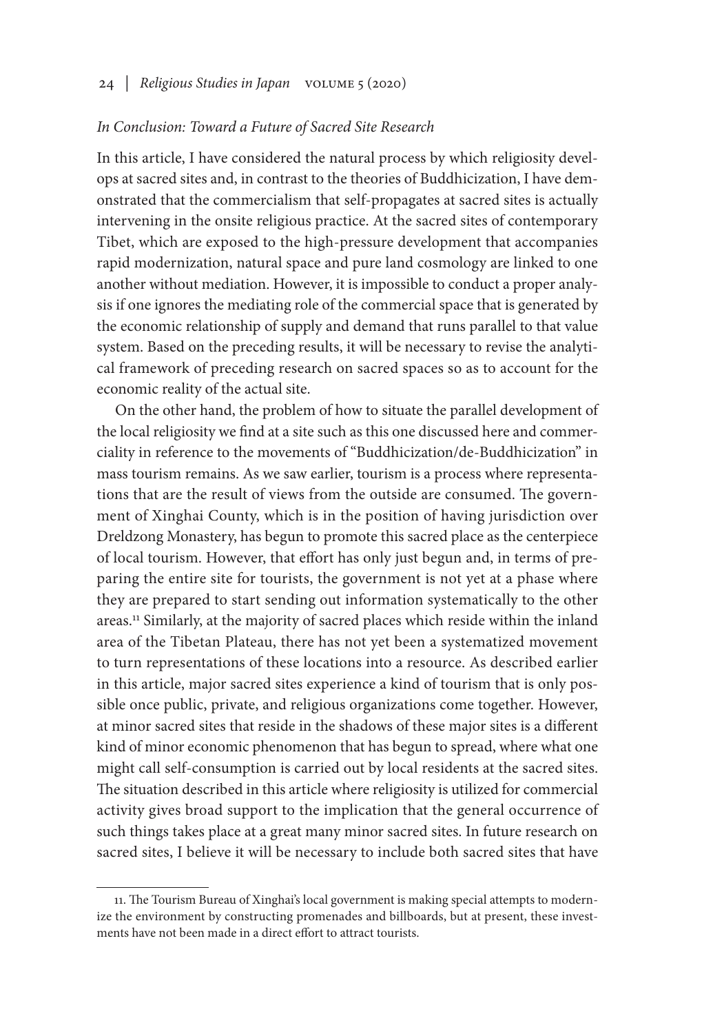### *In Conclusion: Toward a Future of Sacred Site Research*

In this article, I have considered the natural process by which religiosity develops at sacred sites and, in contrast to the theories of Buddhicization, I have demonstrated that the commercialism that self-propagates at sacred sites is actually intervening in the onsite religious practice. At the sacred sites of contemporary Tibet, which are exposed to the high-pressure development that accompanies rapid modernization, natural space and pure land cosmology are linked to one another without mediation. However, it is impossible to conduct a proper analysis if one ignores the mediating role of the commercial space that is generated by the economic relationship of supply and demand that runs parallel to that value system. Based on the preceding results, it will be necessary to revise the analytical framework of preceding research on sacred spaces so as to account for the economic reality of the actual site.

On the other hand, the problem of how to situate the parallel development of the local religiosity we find at a site such as this one discussed here and commerciality in reference to the movements of "Buddhicization/de-Buddhicization" in mass tourism remains. As we saw earlier, tourism is a process where representations that are the result of views from the outside are consumed. The government of Xinghai County, which is in the position of having jurisdiction over Dreldzong Monastery, has begun to promote this sacred place as the centerpiece of local tourism. However, that effort has only just begun and, in terms of preparing the entire site for tourists, the government is not yet at a phase where they are prepared to start sending out information systematically to the other areas.[11] Similarly, at the majority of sacred places which reside within the inland area of the Tibetan Plateau, there has not yet been a systematized movement to turn representations of these locations into a resource. As described earlier in this article, major sacred sites experience a kind of tourism that is only possible once public, private, and religious organizations come together. However, at minor sacred sites that reside in the shadows of these major sites is a different kind of minor economic phenomenon that has begun to spread, where what one might call self-consumption is carried out by local residents at the sacred sites. The situation described in this article where religiosity is utilized for commercial activity gives broad support to the implication that the general occurrence of such things takes place at a great many minor sacred sites. In future research on sacred sites, I believe it will be necessary to include both sacred sites that have

---

11. The Tourism Bureau of Xinghai's local government is making special attempts to modernize the environment by constructing promenades and billboards, but at present, these investments have not been made in a direct effort to attract tourists.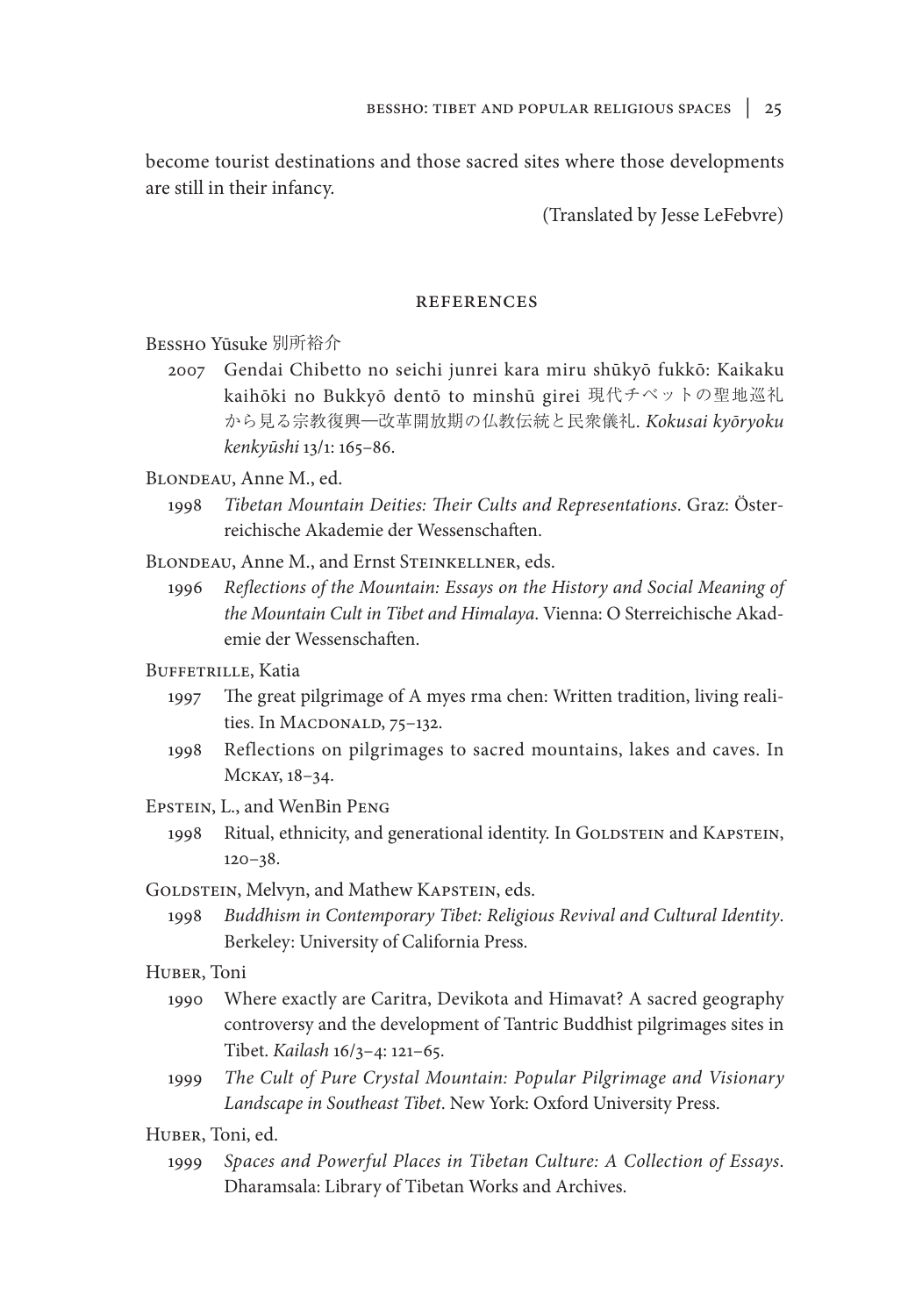become tourist destinations and those sacred sites where those developments are still in their infancy.

(Translated by Jesse LeFebvre)

## REFERENCES

Bessho Yūsuke 別所裕介

2007 Gendai Chibetto no seichi junrei kara miru shūkyō fukkō: Kaikaku kaihōki no Bukkyō dentō to minshū girei 現代チベットの聖地巡礼から見る宗教復興—改革開放期の仏教伝統と民衆儀礼. *Kokusai kyōryoku kenkyūshi* 13/1: 165–86.

Blondeau, Anne M., ed.

1998 *Tibetan Mountain Deities: Their Cults and Representations*. Graz: Österreichische Akademie der Wessenschaften.

Blondeau, Anne M., and Ernst Steinkellner, eds.

1996 *Reflections of the Mountain: Essays on the History and Social Meaning of the Mountain Cult in Tibet and Himalaya*. Vienna: O Sterreichische Akademie der Wessenschaften.

Buffetrille, Katia

1997 The great pilgrimage of A myes rma chen: Written tradition, living realities. In Macdonald, 75–132.

1998 Reflections on pilgrimages to sacred mountains, lakes and caves. In Mckay, 18–34.

Epstein, L., and WenBin Peng

1998 Ritual, ethnicity, and generational identity. In Goldstein and Kapstein, 120–38.

Goldstein, Melvyn, and Mathew Kapstein, eds.

1998 *Buddhism in Contemporary Tibet: Religious Revival and Cultural Identity*. Berkeley: University of California Press.

Huber, Toni

1990 Where exactly are Caritra, Devikota and Himavat? A sacred geography controversy and the development of Tantric Buddhist pilgrimages sites in Tibet. *Kailash* 16/3–4: 121–65.

1999 *The Cult of Pure Crystal Mountain: Popular Pilgrimage and Visionary Landscape in Southeast Tibet*. New York: Oxford University Press.

Huber, Toni, ed.

1999 *Spaces and Powerful Places in Tibetan Culture: A Collection of Essays*. Dharamsala: Library of Tibetan Works and Archives.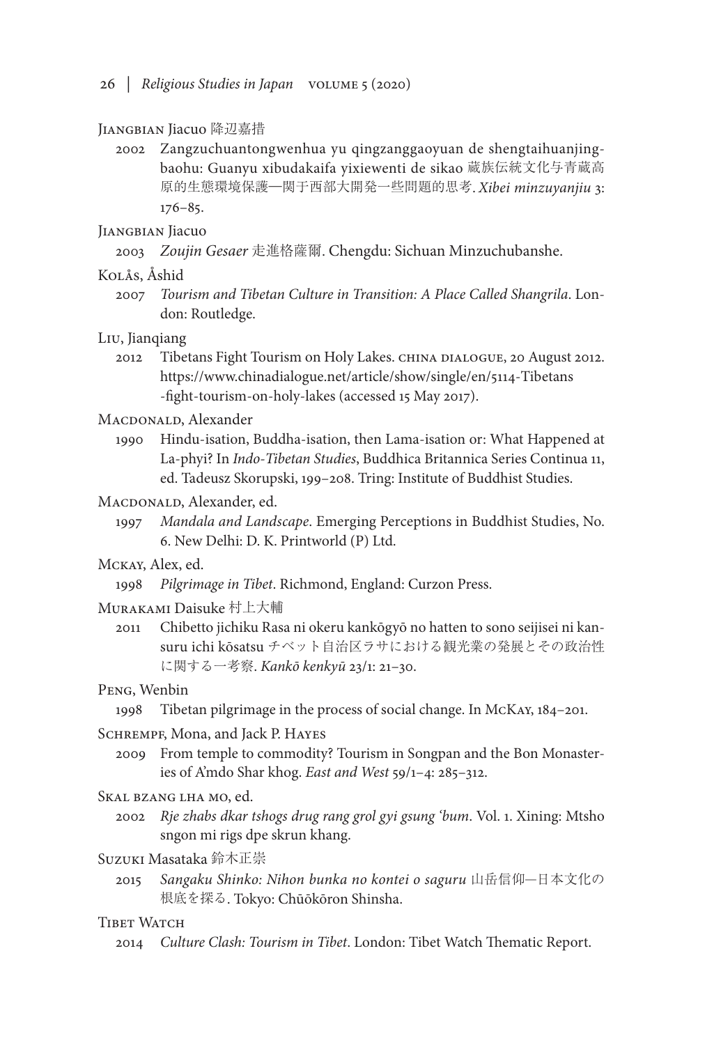Jiangbian Jiacuo 降辺嘉措

2002 Zangzuchuantongwenhua yu qingzanggaoyuan de shengtaihuanjingbaohu: Guanyu xibudakaifa yixiewenti de sikao 蔵族伝統文化与青蔵高原的生態環境保護—関于西部大開発一些問題的思考. *Xibei minzuyanjiu* 3: 176–85.

Jiangbian Jiacuo

2003 *Zoujin Gesaer* 走進格薩爾. Chengdu: Sichuan Minzuchubanshe.

Kolås, Åshid

2007 *Tourism and Tibetan Culture in Transition: A Place Called Shangrila*. London: Routledge.

Liu, Jianqiang

2012 Tibetans Fight Tourism on Holy Lakes. China Dialogue, 20 August 2012. https://www.chinadialogue.net/article/show/single/en/5114-Tibetans-fight-tourism-on-holy-lakes (accessed 15 May 2017).

Macdonald, Alexander

1990 Hindu-isation, Buddha-isation, then Lama-isation or: What Happened at La-phyi? In *Indo-Tibetan Studies*, Buddhica Britannica Series Continua 11, ed. Tadeusz Skorupski, 199–208. Tring: Institute of Buddhist Studies.

Macdonald, Alexander, ed.

1997 *Mandala and Landscape*. Emerging Perceptions in Buddhist Studies, No. 6. New Delhi: D. K. Printworld (P) Ltd.

Mckay, Alex, ed.

1998 *Pilgrimage in Tibet*. Richmond, England: Curzon Press.

Murakami Daisuke 村上大輔

2011 Chibetto jichiku Rasa ni okeru kankōgyō no hatten to sono seijisei ni kansuru ichi kōsatsu チベット自治区ラサにおける観光業の発展とその政治性に関する一考察. *Kankō kenkyū* 23/1: 21–30.

Peng, Wenbin

1998 Tibetan pilgrimage in the process of social change. In McKay, 184–201.

Schrempf, Mona, and Jack P. Hayes

2009 From temple to commodity? Tourism in Songpan and the Bon Monasteries of A'mdo Shar khog. *East and West* 59/1–4: 285–312.

Skal bzang lha mo, ed.

2002 *Rje zhabs dkar tshogs drug rang grol gyi gsung 'bum*. Vol. 1. Xining: Mtsho sngon mi rigs dpe skrun khang.

Suzuki Masataka 鈴木正崇

2015 *Sangaku Shinko: Nihon bunka no kontei o saguru* 山岳信仰—日本文化の根底を探る. Tokyo: Chūōkōron Shinsha.

Tibet Watch

2014 *Culture Clash: Tourism in Tibet*. London: Tibet Watch Thematic Report.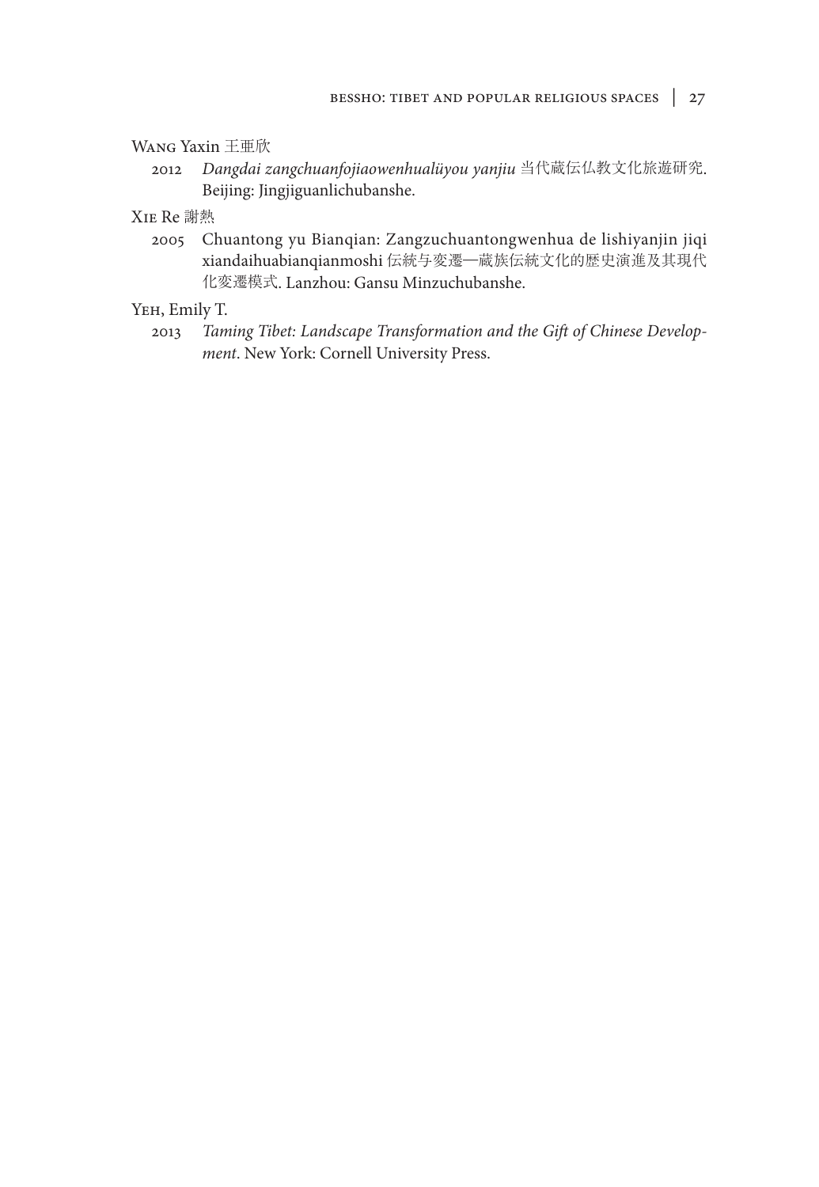Wang Yaxin 王亜欣

2012 *Dangdai zangchuanfojiaowenhualüyou yanjiu* 当代蔵伝仏教文化旅遊研究. Beijing: Jingjiguanlichubanshe.

Xie Re 謝熱

2005 Chuantong yu Bianqian: Zangzuchuantongwenhua de lishiyanjin jiqi xiandaihuabianqianmoshi 伝統与変遷—蔵族伝統文化的歴史演進及其現代化変遷模式. Lanzhou: Gansu Minzuchubanshe.

Yeh, Emily T.

2013 *Taming Tibet: Landscape Transformation and the Gift of Chinese Development*. New York: Cornell University Press.